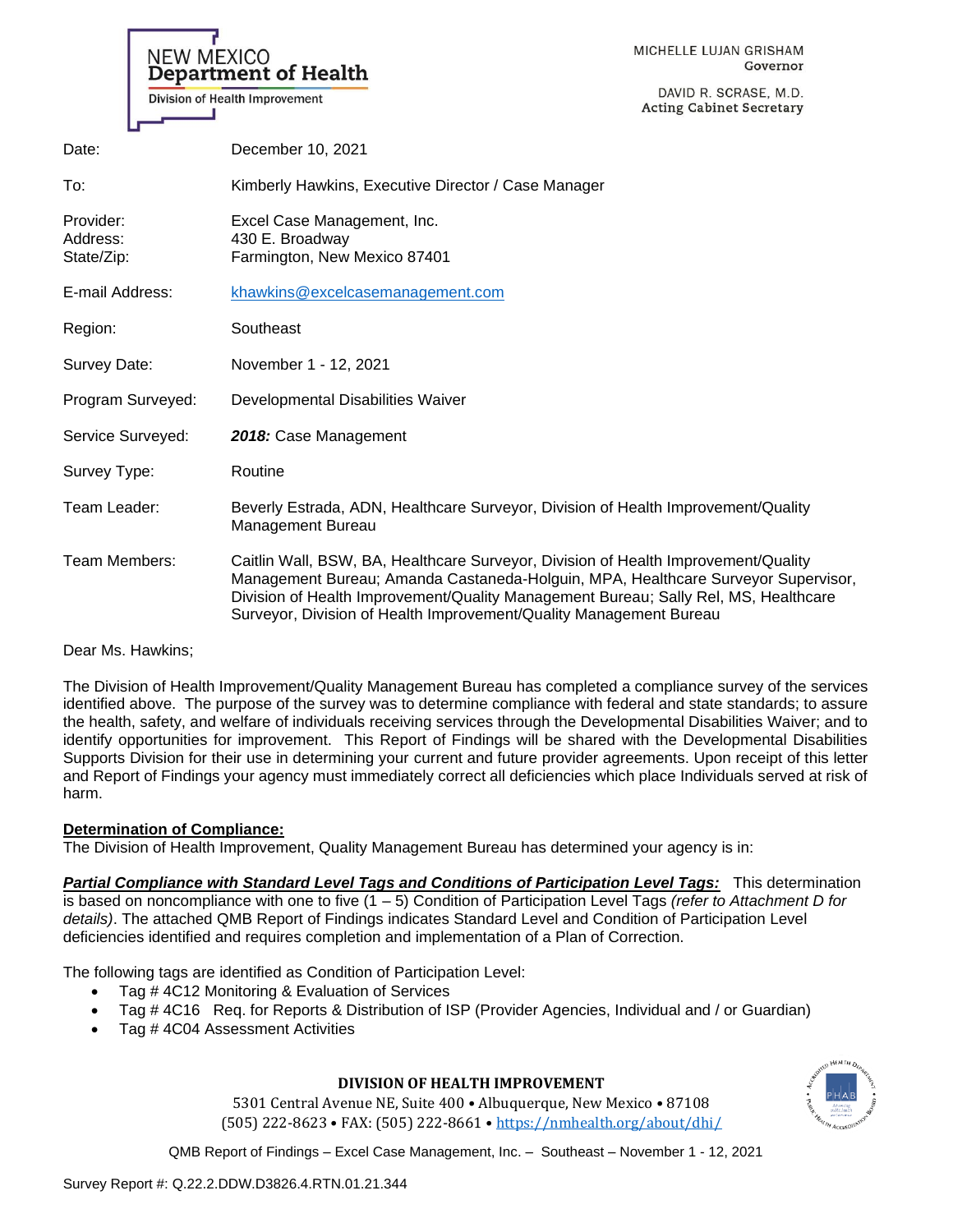NEW MEXICO
**Department of Health**
Division of Health Improvement

MICHELLE LUJAN GRISHAM
Governor

DAVID R. SCRASE, M.D.
Acting Cabinet Secretary

| | |
|---|---|
| Date: | December 10, 2021 |
| To: | Kimberly Hawkins, Executive Director / Case Manager |
| Provider: Address: State/Zip: | Excel Case Management, Inc. 430 E. Broadway Farmington, New Mexico 87401 |
| E-mail Address: | khawkins@excelcasemanagement.com |
| Region: | Southeast |
| Survey Date: | November 1 - 12, 2021 |
| Program Surveyed: | Developmental Disabilities Waiver |
| Service Surveyed: | ***2018:*** Case Management |
| Survey Type: | Routine |
| Team Leader: | Beverly Estrada, ADN, Healthcare Surveyor, Division of Health Improvement/Quality Management Bureau |
| Team Members: | Caitlin Wall, BSW, BA, Healthcare Surveyor, Division of Health Improvement/Quality Management Bureau; Amanda Castaneda-Holguin, MPA, Healthcare Surveyor Supervisor, Division of Health Improvement/Quality Management Bureau; Sally Rel, MS, Healthcare Surveyor, Division of Health Improvement/Quality Management Bureau |

Dear Ms. Hawkins;

The Division of Health Improvement/Quality Management Bureau has completed a compliance survey of the services identified above. The purpose of the survey was to determine compliance with federal and state standards; to assure the health, safety, and welfare of individuals receiving services through the Developmental Disabilities Waiver; and to identify opportunities for improvement. This Report of Findings will be shared with the Developmental Disabilities Supports Division for their use in determining your current and future provider agreements. Upon receipt of this letter and Report of Findings your agency must immediately correct all deficiencies which place Individuals served at risk of harm.

**Determination of Compliance:**
The Division of Health Improvement, Quality Management Bureau has determined your agency is in:

***Partial Compliance with Standard Level Tags and Conditions of Participation Level Tags:*** This determination is based on noncompliance with one to five (1 – 5) Condition of Participation Level Tags *(refer to Attachment D for details)*. The attached QMB Report of Findings indicates Standard Level and Condition of Participation Level deficiencies identified and requires completion and implementation of a Plan of Correction.

The following tags are identified as Condition of Participation Level:

- Tag # 4C12 Monitoring & Evaluation of Services
- Tag # 4C16 Req. for Reports & Distribution of ISP (Provider Agencies, Individual and / or Guardian)
- Tag # 4C04 Assessment Activities

**DIVISION OF HEALTH IMPROVEMENT**
5301 Central Avenue NE, Suite 400 • Albuquerque, New Mexico • 87108
(505) 222-8623 • FAX: (505) 222-8661 • https://nmhealth.org/about/dhi/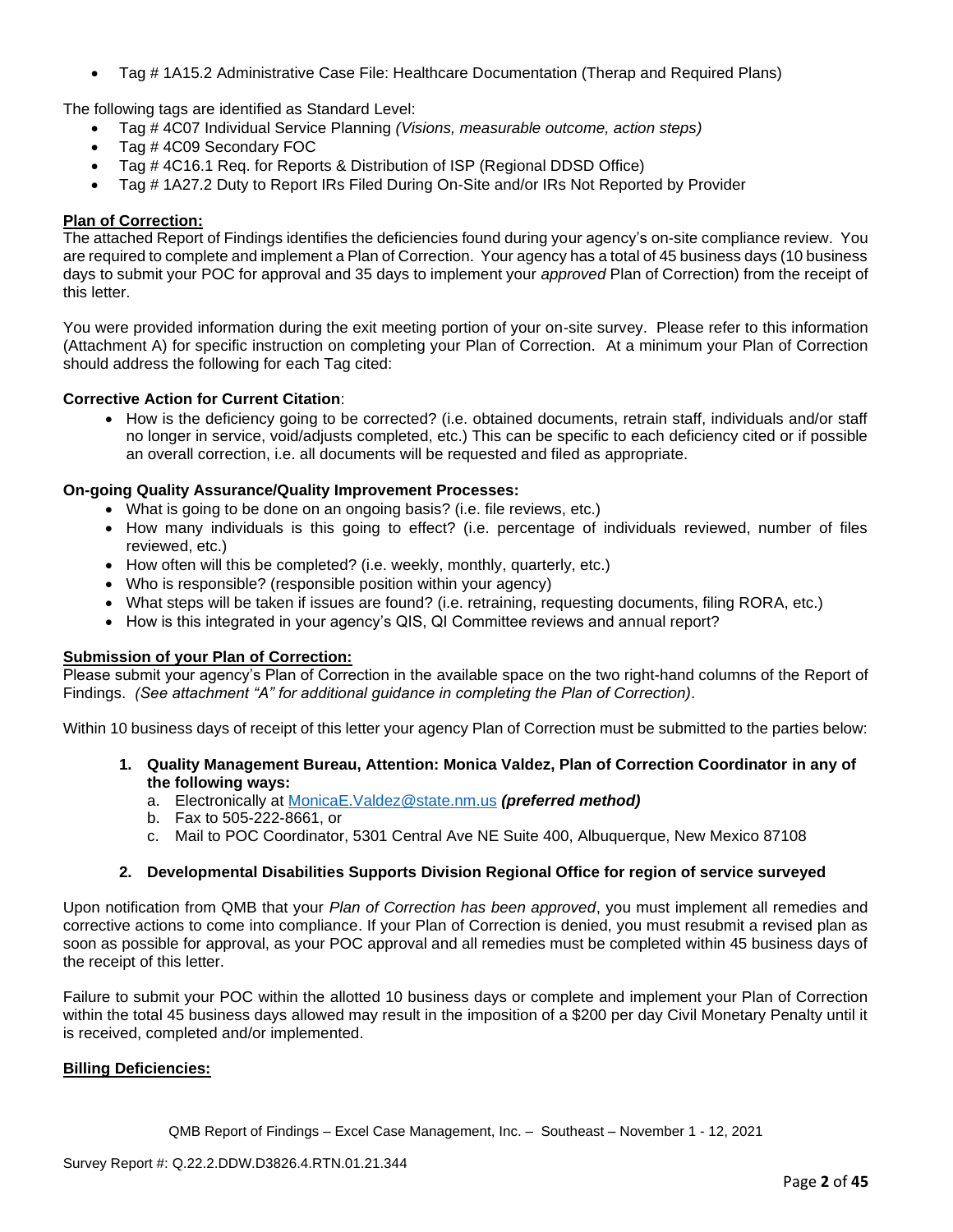- Tag # 1A15.2 Administrative Case File: Healthcare Documentation (Therap and Required Plans)

The following tags are identified as Standard Level:

- Tag # 4C07 Individual Service Planning *(Visions, measurable outcome, action steps)*
- Tag # 4C09 Secondary FOC
- Tag # 4C16.1 Req. for Reports & Distribution of ISP (Regional DDSD Office)
- Tag # 1A27.2 Duty to Report IRs Filed During On-Site and/or IRs Not Reported by Provider

**Plan of Correction:**
The attached Report of Findings identifies the deficiencies found during your agency's on-site compliance review. You are required to complete and implement a Plan of Correction. Your agency has a total of 45 business days (10 business days to submit your POC for approval and 35 days to implement your *approved* Plan of Correction) from the receipt of this letter.

You were provided information during the exit meeting portion of your on-site survey. Please refer to this information (Attachment A) for specific instruction on completing your Plan of Correction. At a minimum your Plan of Correction should address the following for each Tag cited:

**Corrective Action for Current Citation**:

- How is the deficiency going to be corrected? (i.e. obtained documents, retrain staff, individuals and/or staff no longer in service, void/adjusts completed, etc.) This can be specific to each deficiency cited or if possible an overall correction, i.e. all documents will be requested and filed as appropriate.

**On-going Quality Assurance/Quality Improvement Processes:**

- What is going to be done on an ongoing basis? (i.e. file reviews, etc.)
- How many individuals is this going to effect? (i.e. percentage of individuals reviewed, number of files reviewed, etc.)
- How often will this be completed? (i.e. weekly, monthly, quarterly, etc.)
- Who is responsible? (responsible position within your agency)
- What steps will be taken if issues are found? (i.e. retraining, requesting documents, filing RORA, etc.)
- How is this integrated in your agency's QIS, QI Committee reviews and annual report?

**Submission of your Plan of Correction:**
Please submit your agency's Plan of Correction in the available space on the two right-hand columns of the Report of Findings. *(See attachment "A" for additional guidance in completing the Plan of Correction)*.

Within 10 business days of receipt of this letter your agency Plan of Correction must be submitted to the parties below:

1. **Quality Management Bureau, Attention: Monica Valdez, Plan of Correction Coordinator in any of the following ways:**
   a. Electronically at MonicaE.Valdez@state.nm.us ***(preferred method)***
   b. Fax to 505-222-8661, or
   c. Mail to POC Coordinator, 5301 Central Ave NE Suite 400, Albuquerque, New Mexico 87108

2. **Developmental Disabilities Supports Division Regional Office for region of service surveyed**

Upon notification from QMB that your *Plan of Correction has been approved*, you must implement all remedies and corrective actions to come into compliance. If your Plan of Correction is denied, you must resubmit a revised plan as soon as possible for approval, as your POC approval and all remedies must be completed within 45 business days of the receipt of this letter.

Failure to submit your POC within the allotted 10 business days or complete and implement your Plan of Correction within the total 45 business days allowed may result in the imposition of a $200 per day Civil Monetary Penalty until it is received, completed and/or implemented.

**Billing Deficiencies:**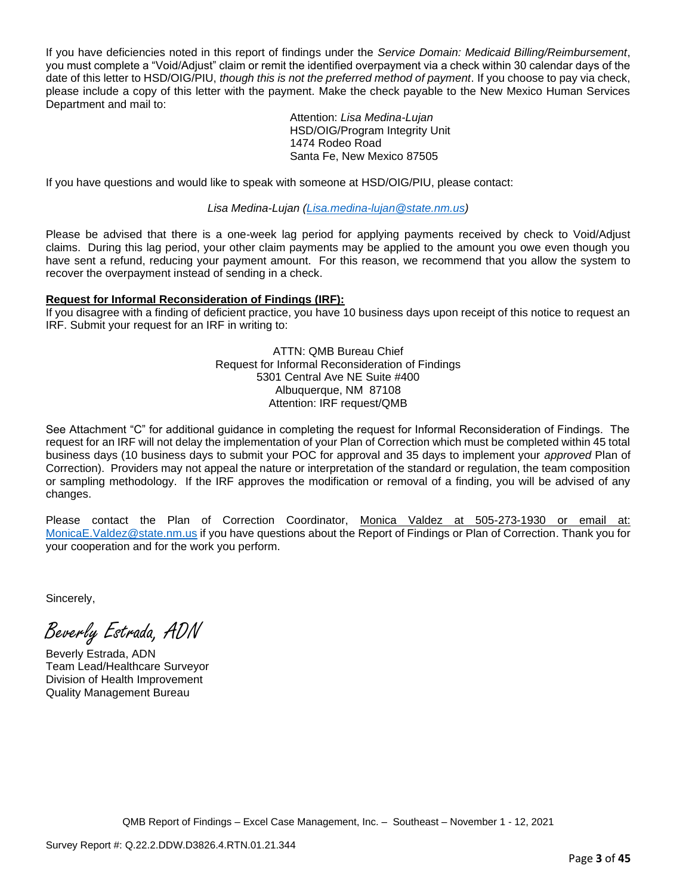If you have deficiencies noted in this report of findings under the *Service Domain: Medicaid Billing/Reimbursement*, you must complete a "Void/Adjust" claim or remit the identified overpayment via a check within 30 calendar days of the date of this letter to HSD/OIG/PIU, *though this is not the preferred method of payment*. If you choose to pay via check, please include a copy of this letter with the payment. Make the check payable to the New Mexico Human Services Department and mail to:

Attention: *Lisa Medina-Lujan*
HSD/OIG/Program Integrity Unit
1474 Rodeo Road
Santa Fe, New Mexico 87505

If you have questions and would like to speak with someone at HSD/OIG/PIU, please contact:

*Lisa Medina-Lujan (Lisa.medina-lujan@state.nm.us)*

Please be advised that there is a one-week lag period for applying payments received by check to Void/Adjust claims. During this lag period, your other claim payments may be applied to the amount you owe even though you have sent a refund, reducing your payment amount. For this reason, we recommend that you allow the system to recover the overpayment instead of sending in a check.

**Request for Informal Reconsideration of Findings (IRF):**
If you disagree with a finding of deficient practice, you have 10 business days upon receipt of this notice to request an IRF. Submit your request for an IRF in writing to:

ATTN: QMB Bureau Chief
Request for Informal Reconsideration of Findings
5301 Central Ave NE Suite #400
Albuquerque, NM 87108
Attention: IRF request/QMB

See Attachment "C" for additional guidance in completing the request for Informal Reconsideration of Findings. The request for an IRF will not delay the implementation of your Plan of Correction which must be completed within 45 total business days (10 business days to submit your POC for approval and 35 days to implement your *approved* Plan of Correction). Providers may not appeal the nature or interpretation of the standard or regulation, the team composition or sampling methodology. If the IRF approves the modification or removal of a finding, you will be advised of any changes.

Please contact the Plan of Correction Coordinator, Monica Valdez at 505-273-1930 or email at: MonicaE.Valdez@state.nm.us if you have questions about the Report of Findings or Plan of Correction. Thank you for your cooperation and for the work you perform.

Sincerely,

*Beverly Estrada, ADN*

Beverly Estrada, ADN
Team Lead/Healthcare Surveyor
Division of Health Improvement
Quality Management Bureau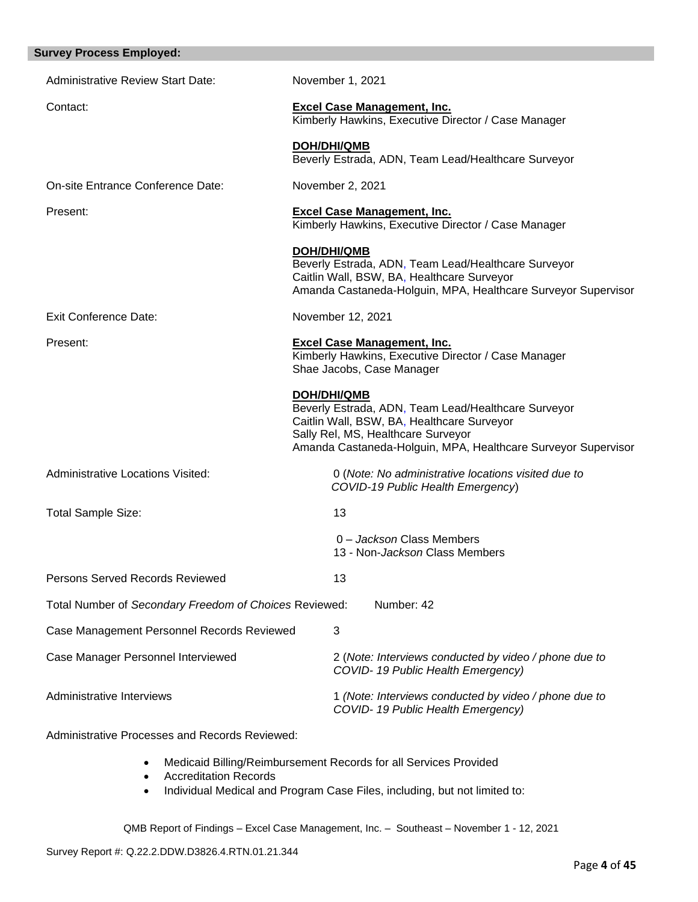**Survey Process Employed:**

Administrative Review Start Date: November 1, 2021

Contact: **Excel Case Management, Inc.**
Kimberly Hawkins, Executive Director / Case Manager

**DOH/DHI/QMB**
Beverly Estrada, ADN, Team Lead/Healthcare Surveyor

On-site Entrance Conference Date: November 2, 2021

Present: **Excel Case Management, Inc.**
Kimberly Hawkins, Executive Director / Case Manager

**DOH/DHI/QMB**
Beverly Estrada, ADN, Team Lead/Healthcare Surveyor
Caitlin Wall, BSW, BA, Healthcare Surveyor
Amanda Castaneda-Holguin, MPA, Healthcare Surveyor Supervisor

Exit Conference Date: November 12, 2021

Present: **Excel Case Management, Inc.**
Kimberly Hawkins, Executive Director / Case Manager
Shae Jacobs, Case Manager

**DOH/DHI/QMB**
Beverly Estrada, ADN, Team Lead/Healthcare Surveyor
Caitlin Wall, BSW, BA, Healthcare Surveyor
Sally Rel, MS, Healthcare Surveyor
Amanda Castaneda-Holguin, MPA, Healthcare Surveyor Supervisor

Administrative Locations Visited: 0 (*Note: No administrative locations visited due to COVID-19 Public Health Emergency*)

Total Sample Size: 13

0 – *Jackson* Class Members
13 - Non-*Jackson* Class Members

Persons Served Records Reviewed 13

Total Number of *Secondary Freedom of Choices* Reviewed: Number: 42

Case Management Personnel Records Reviewed 3

Case Manager Personnel Interviewed 2 (*Note: Interviews conducted by video / phone due to COVID- 19 Public Health Emergency)*

Administrative Interviews 1 *(Note: Interviews conducted by video / phone due to COVID- 19 Public Health Emergency)*

Administrative Processes and Records Reviewed:

- Medicaid Billing/Reimbursement Records for all Services Provided
- Accreditation Records
- Individual Medical and Program Case Files, including, but not limited to: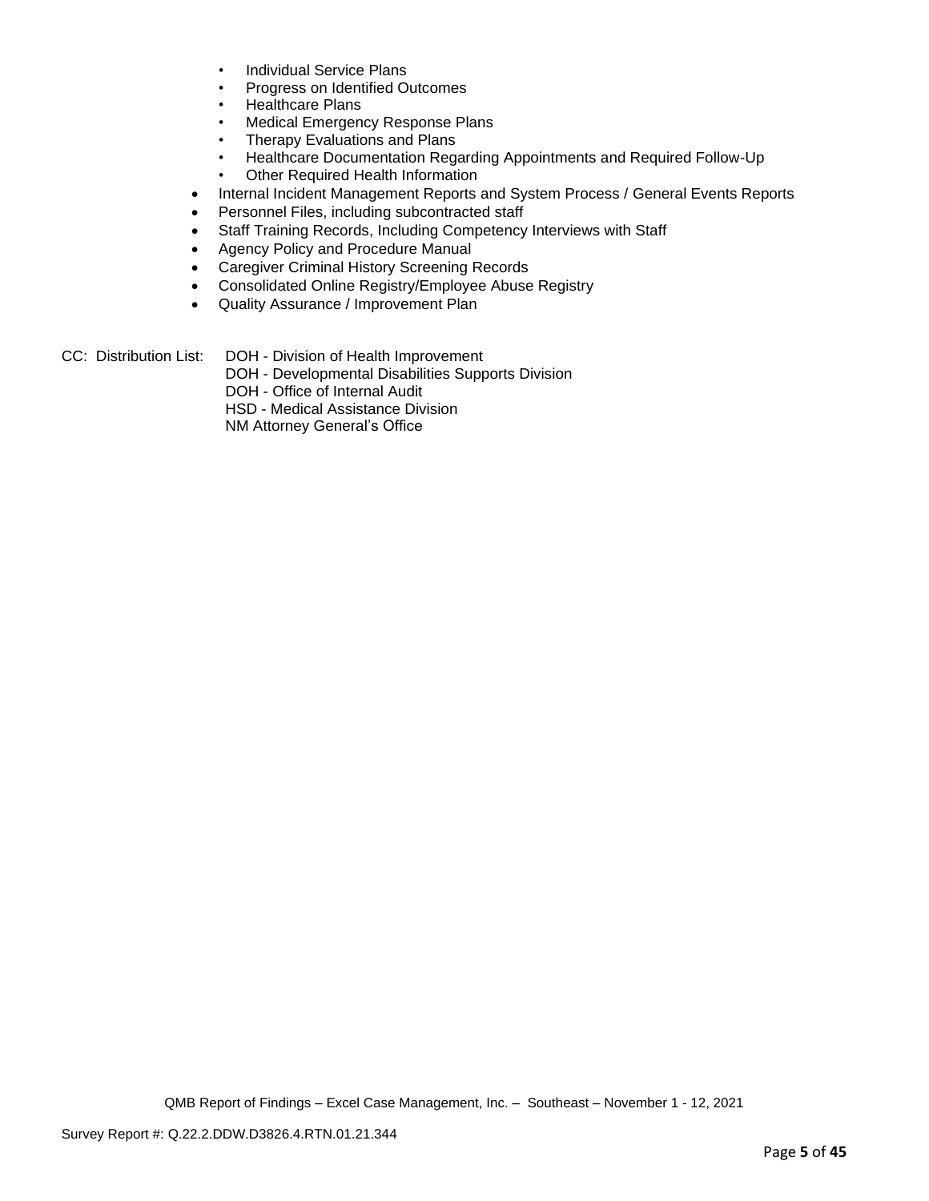- Individual Service Plans
  - Progress on Identified Outcomes
  - Healthcare Plans
  - Medical Emergency Response Plans
  - Therapy Evaluations and Plans
  - Healthcare Documentation Regarding Appointments and Required Follow-Up
  - Other Required Health Information
- Internal Incident Management Reports and System Process / General Events Reports
- Personnel Files, including subcontracted staff
- Staff Training Records, Including Competency Interviews with Staff
- Agency Policy and Procedure Manual
- Caregiver Criminal History Screening Records
- Consolidated Online Registry/Employee Abuse Registry
- Quality Assurance / Improvement Plan

CC: Distribution List: DOH - Division of Health Improvement
DOH - Developmental Disabilities Supports Division
DOH - Office of Internal Audit
HSD - Medical Assistance Division
NM Attorney General's Office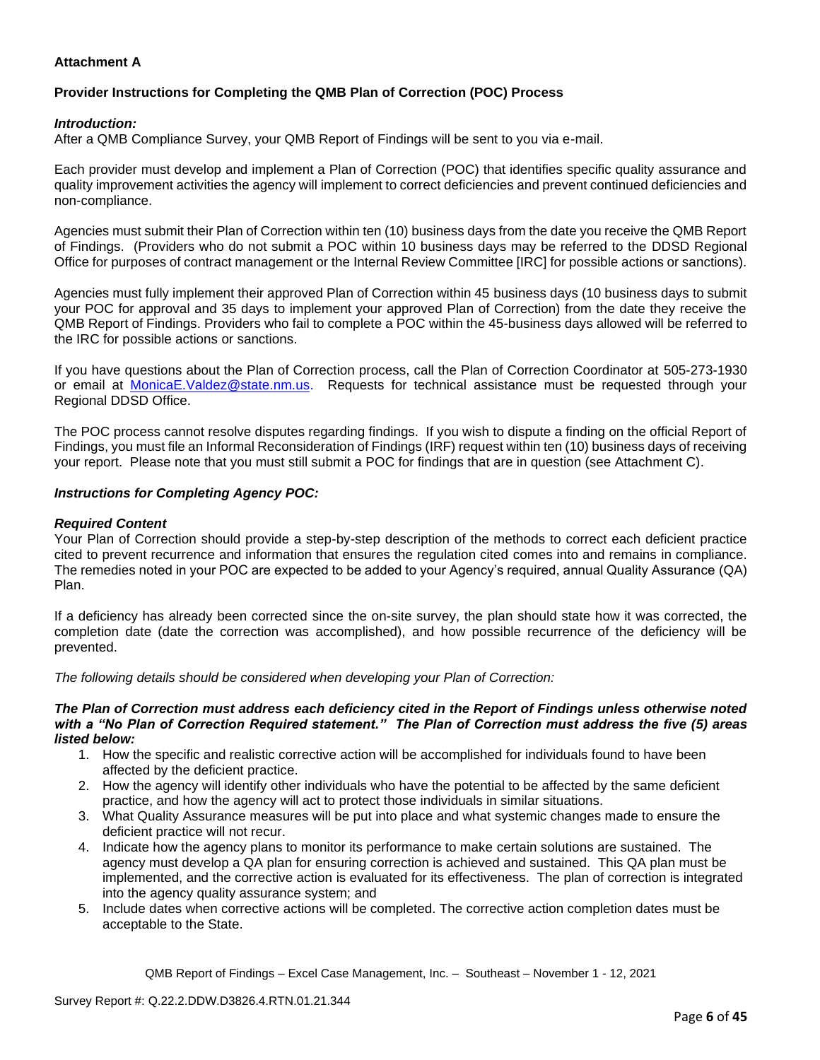**Attachment A**

**Provider Instructions for Completing the QMB Plan of Correction (POC) Process**

***Introduction:***
After a QMB Compliance Survey, your QMB Report of Findings will be sent to you via e-mail.

Each provider must develop and implement a Plan of Correction (POC) that identifies specific quality assurance and quality improvement activities the agency will implement to correct deficiencies and prevent continued deficiencies and non-compliance.

Agencies must submit their Plan of Correction within ten (10) business days from the date you receive the QMB Report of Findings. (Providers who do not submit a POC within 10 business days may be referred to the DDSD Regional Office for purposes of contract management or the Internal Review Committee [IRC] for possible actions or sanctions).

Agencies must fully implement their approved Plan of Correction within 45 business days (10 business days to submit your POC for approval and 35 days to implement your approved Plan of Correction) from the date they receive the QMB Report of Findings. Providers who fail to complete a POC within the 45-business days allowed will be referred to the IRC for possible actions or sanctions.

If you have questions about the Plan of Correction process, call the Plan of Correction Coordinator at 505-273-1930 or email at MonicaE.Valdez@state.nm.us. Requests for technical assistance must be requested through your Regional DDSD Office.

The POC process cannot resolve disputes regarding findings. If you wish to dispute a finding on the official Report of Findings, you must file an Informal Reconsideration of Findings (IRF) request within ten (10) business days of receiving your report. Please note that you must still submit a POC for findings that are in question (see Attachment C).

***Instructions for Completing Agency POC:***

***Required Content***
Your Plan of Correction should provide a step-by-step description of the methods to correct each deficient practice cited to prevent recurrence and information that ensures the regulation cited comes into and remains in compliance. The remedies noted in your POC are expected to be added to your Agency's required, annual Quality Assurance (QA) Plan.

If a deficiency has already been corrected since the on-site survey, the plan should state how it was corrected, the completion date (date the correction was accomplished), and how possible recurrence of the deficiency will be prevented.

*The following details should be considered when developing your Plan of Correction:*

***The Plan of Correction must address each deficiency cited in the Report of Findings unless otherwise noted with a "No Plan of Correction Required statement." The Plan of Correction must address the five (5) areas listed below:***

1. How the specific and realistic corrective action will be accomplished for individuals found to have been affected by the deficient practice.
2. How the agency will identify other individuals who have the potential to be affected by the same deficient practice, and how the agency will act to protect those individuals in similar situations.
3. What Quality Assurance measures will be put into place and what systemic changes made to ensure the deficient practice will not recur.
4. Indicate how the agency plans to monitor its performance to make certain solutions are sustained. The agency must develop a QA plan for ensuring correction is achieved and sustained. This QA plan must be implemented, and the corrective action is evaluated for its effectiveness. The plan of correction is integrated into the agency quality assurance system; and
5. Include dates when corrective actions will be completed. The corrective action completion dates must be acceptable to the State.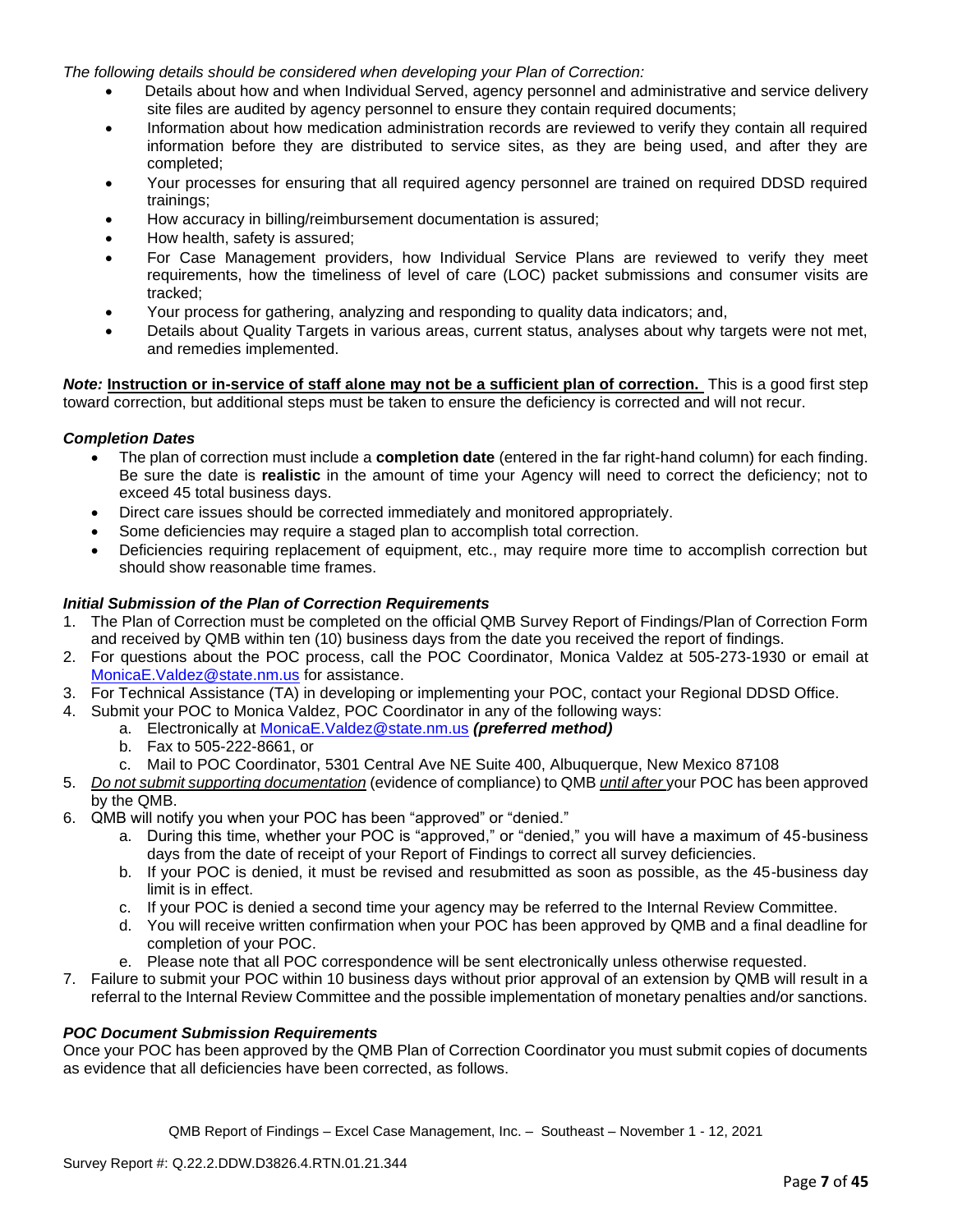*The following details should be considered when developing your Plan of Correction:*

- Details about how and when Individual Served, agency personnel and administrative and service delivery site files are audited by agency personnel to ensure they contain required documents;
- Information about how medication administration records are reviewed to verify they contain all required information before they are distributed to service sites, as they are being used, and after they are completed;
- Your processes for ensuring that all required agency personnel are trained on required DDSD required trainings;
- How accuracy in billing/reimbursement documentation is assured;
- How health, safety is assured;
- For Case Management providers, how Individual Service Plans are reviewed to verify they meet requirements, how the timeliness of level of care (LOC) packet submissions and consumer visits are tracked;
- Your process for gathering, analyzing and responding to quality data indicators; and,
- Details about Quality Targets in various areas, current status, analyses about why targets were not met, and remedies implemented.

***Note:*** **Instruction or in-service of staff alone may not be a sufficient plan of correction.** This is a good first step toward correction, but additional steps must be taken to ensure the deficiency is corrected and will not recur.

### *Completion Dates*

- The plan of correction must include a **completion date** (entered in the far right-hand column) for each finding. Be sure the date is **realistic** in the amount of time your Agency will need to correct the deficiency; not to exceed 45 total business days.
- Direct care issues should be corrected immediately and monitored appropriately.
- Some deficiencies may require a staged plan to accomplish total correction.
- Deficiencies requiring replacement of equipment, etc., may require more time to accomplish correction but should show reasonable time frames.

### *Initial Submission of the Plan of Correction Requirements*

1. The Plan of Correction must be completed on the official QMB Survey Report of Findings/Plan of Correction Form and received by QMB within ten (10) business days from the date you received the report of findings.
2. For questions about the POC process, call the POC Coordinator, Monica Valdez at 505-273-1930 or email at MonicaE.Valdez@state.nm.us for assistance.
3. For Technical Assistance (TA) in developing or implementing your POC, contact your Regional DDSD Office.
4. Submit your POC to Monica Valdez, POC Coordinator in any of the following ways:
   a. Electronically at MonicaE.Valdez@state.nm.us ***(preferred method)***
   b. Fax to 505-222-8661, or
   c. Mail to POC Coordinator, 5301 Central Ave NE Suite 400, Albuquerque, New Mexico 87108
5. *Do not submit supporting documentation* (evidence of compliance) to QMB *until after* your POC has been approved by the QMB.
6. QMB will notify you when your POC has been "approved" or "denied."
   a. During this time, whether your POC is "approved," or "denied," you will have a maximum of 45-business days from the date of receipt of your Report of Findings to correct all survey deficiencies.
   b. If your POC is denied, it must be revised and resubmitted as soon as possible, as the 45-business day limit is in effect.
   c. If your POC is denied a second time your agency may be referred to the Internal Review Committee.
   d. You will receive written confirmation when your POC has been approved by QMB and a final deadline for completion of your POC.
   e. Please note that all POC correspondence will be sent electronically unless otherwise requested.
7. Failure to submit your POC within 10 business days without prior approval of an extension by QMB will result in a referral to the Internal Review Committee and the possible implementation of monetary penalties and/or sanctions.

### *POC Document Submission Requirements*

Once your POC has been approved by the QMB Plan of Correction Coordinator you must submit copies of documents as evidence that all deficiencies have been corrected, as follows.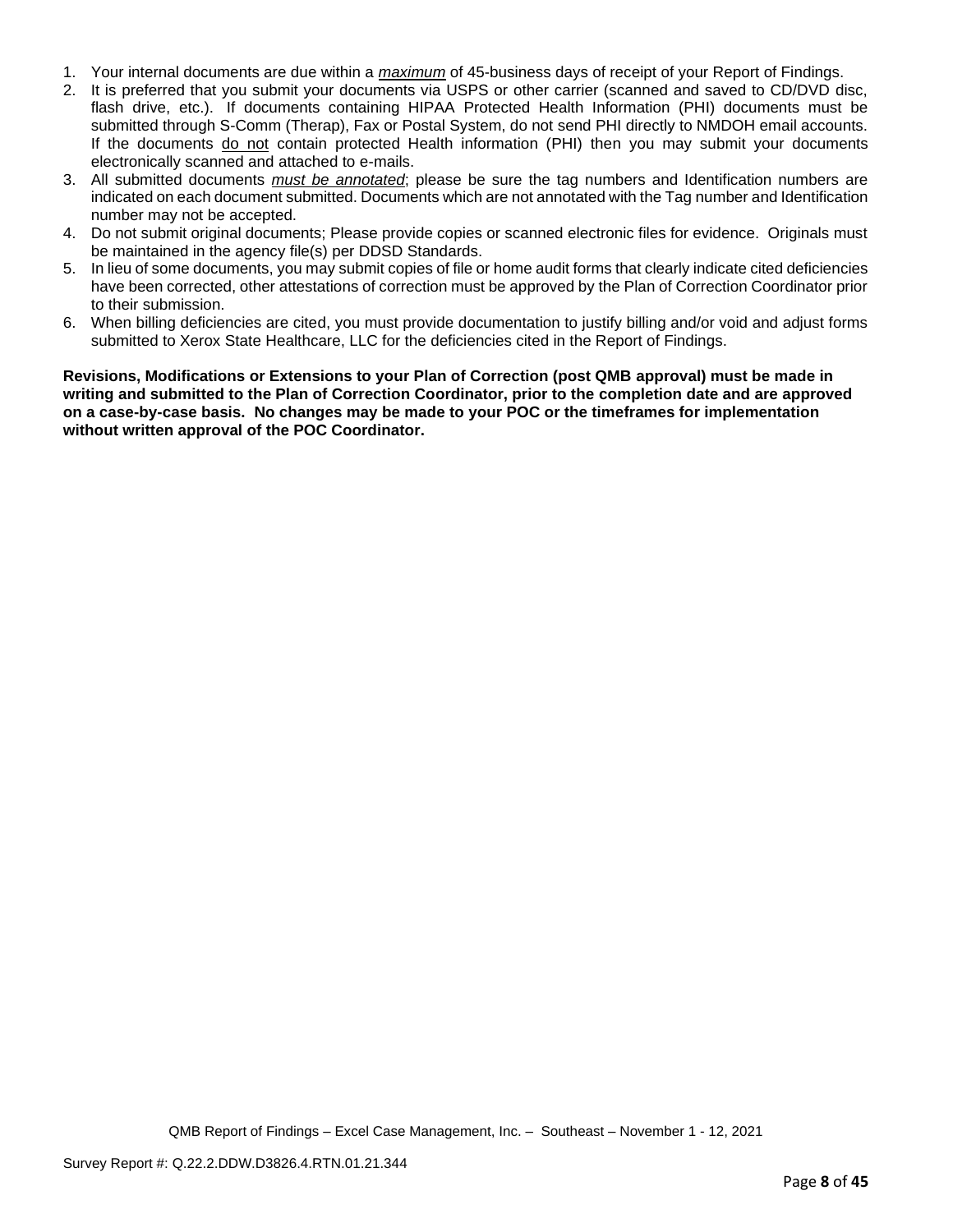1. Your internal documents are due within a *maximum* of 45-business days of receipt of your Report of Findings.
2. It is preferred that you submit your documents via USPS or other carrier (scanned and saved to CD/DVD disc, flash drive, etc.). If documents containing HIPAA Protected Health Information (PHI) documents must be submitted through S-Comm (Therap), Fax or Postal System, do not send PHI directly to NMDOH email accounts. If the documents do not contain protected Health information (PHI) then you may submit your documents electronically scanned and attached to e-mails.
3. All submitted documents *must be annotated*; please be sure the tag numbers and Identification numbers are indicated on each document submitted. Documents which are not annotated with the Tag number and Identification number may not be accepted.
4. Do not submit original documents; Please provide copies or scanned electronic files for evidence. Originals must be maintained in the agency file(s) per DDSD Standards.
5. In lieu of some documents, you may submit copies of file or home audit forms that clearly indicate cited deficiencies have been corrected, other attestations of correction must be approved by the Plan of Correction Coordinator prior to their submission.
6. When billing deficiencies are cited, you must provide documentation to justify billing and/or void and adjust forms submitted to Xerox State Healthcare, LLC for the deficiencies cited in the Report of Findings.

**Revisions, Modifications or Extensions to your Plan of Correction (post QMB approval) must be made in writing and submitted to the Plan of Correction Coordinator, prior to the completion date and are approved on a case-by-case basis. No changes may be made to your POC or the timeframes for implementation without written approval of the POC Coordinator.**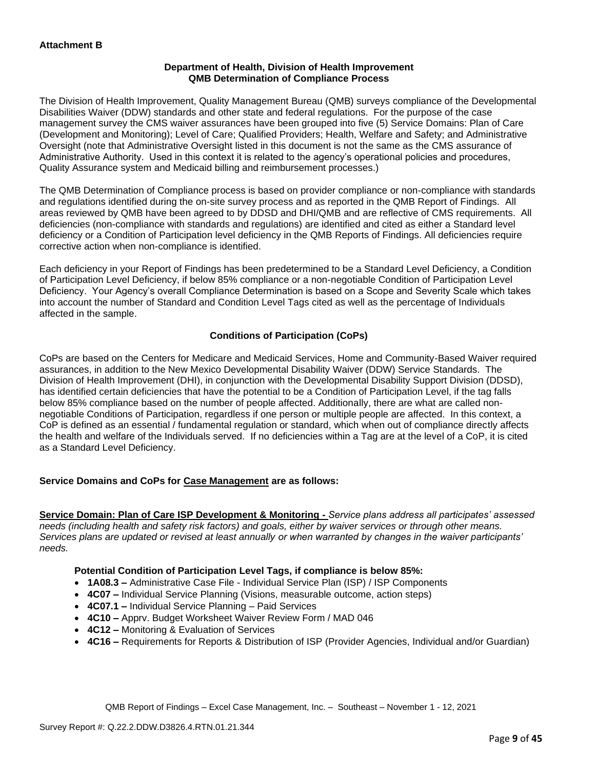**Attachment B**

**Department of Health, Division of Health Improvement**
**QMB Determination of Compliance Process**

The Division of Health Improvement, Quality Management Bureau (QMB) surveys compliance of the Developmental Disabilities Waiver (DDW) standards and other state and federal regulations. For the purpose of the case management survey the CMS waiver assurances have been grouped into five (5) Service Domains: Plan of Care (Development and Monitoring); Level of Care; Qualified Providers; Health, Welfare and Safety; and Administrative Oversight (note that Administrative Oversight listed in this document is not the same as the CMS assurance of Administrative Authority. Used in this context it is related to the agency's operational policies and procedures, Quality Assurance system and Medicaid billing and reimbursement processes.)

The QMB Determination of Compliance process is based on provider compliance or non-compliance with standards and regulations identified during the on-site survey process and as reported in the QMB Report of Findings. All areas reviewed by QMB have been agreed to by DDSD and DHI/QMB and are reflective of CMS requirements. All deficiencies (non-compliance with standards and regulations) are identified and cited as either a Standard level deficiency or a Condition of Participation level deficiency in the QMB Reports of Findings. All deficiencies require corrective action when non-compliance is identified.

Each deficiency in your Report of Findings has been predetermined to be a Standard Level Deficiency, a Condition of Participation Level Deficiency, if below 85% compliance or a non-negotiable Condition of Participation Level Deficiency. Your Agency's overall Compliance Determination is based on a Scope and Severity Scale which takes into account the number of Standard and Condition Level Tags cited as well as the percentage of Individuals affected in the sample.

**Conditions of Participation (CoPs)**

CoPs are based on the Centers for Medicare and Medicaid Services, Home and Community-Based Waiver required assurances, in addition to the New Mexico Developmental Disability Waiver (DDW) Service Standards. The Division of Health Improvement (DHI), in conjunction with the Developmental Disability Support Division (DDSD), has identified certain deficiencies that have the potential to be a Condition of Participation Level, if the tag falls below 85% compliance based on the number of people affected. Additionally, there are what are called non-negotiable Conditions of Participation, regardless if one person or multiple people are affected. In this context, a CoP is defined as an essential / fundamental regulation or standard, which when out of compliance directly affects the health and welfare of the Individuals served. If no deficiencies within a Tag are at the level of a CoP, it is cited as a Standard Level Deficiency.

**Service Domains and CoPs for Case Management are as follows:**

**Service Domain: Plan of Care ISP Development & Monitoring -** *Service plans address all participates' assessed needs (including health and safety risk factors) and goals, either by waiver services or through other means. Services plans are updated or revised at least annually or when warranted by changes in the waiver participants' needs.*

**Potential Condition of Participation Level Tags, if compliance is below 85%:**

- **1A08.3 –** Administrative Case File - Individual Service Plan (ISP) / ISP Components
- **4C07 –** Individual Service Planning (Visions, measurable outcome, action steps)
- **4C07.1 –** Individual Service Planning – Paid Services
- **4C10 –** Apprv. Budget Worksheet Waiver Review Form / MAD 046
- **4C12 –** Monitoring & Evaluation of Services
- **4C16 –** Requirements for Reports & Distribution of ISP (Provider Agencies, Individual and/or Guardian)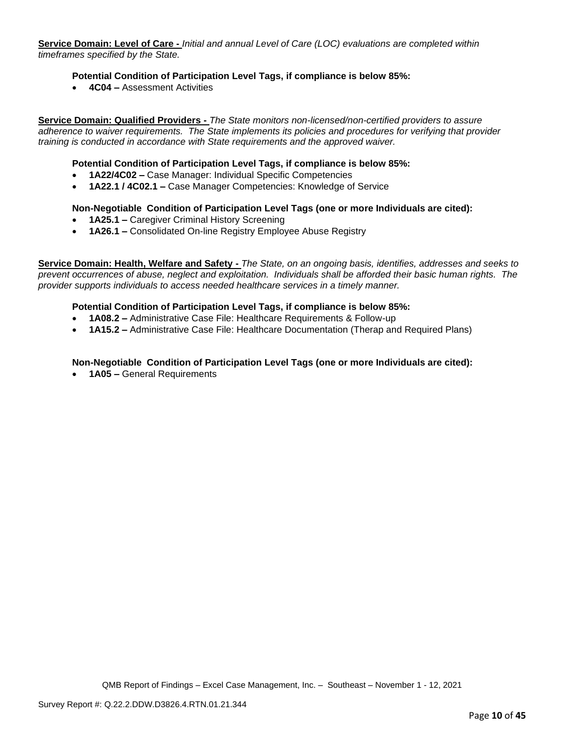**<u>Service Domain: Level of Care -</u>** *Initial and annual Level of Care (LOC) evaluations are completed within timeframes specified by the State.*

**Potential Condition of Participation Level Tags, if compliance is below 85%:**

- **4C04 –** Assessment Activities

**<u>Service Domain: Qualified Providers -</u>** *The State monitors non-licensed/non-certified providers to assure adherence to waiver requirements. The State implements its policies and procedures for verifying that provider training is conducted in accordance with State requirements and the approved waiver.*

**Potential Condition of Participation Level Tags, if compliance is below 85%:**

- **1A22/4C02 –** Case Manager: Individual Specific Competencies
- **1A22.1 / 4C02.1 –** Case Manager Competencies: Knowledge of Service

**Non-Negotiable Condition of Participation Level Tags (one or more Individuals are cited):**

- **1A25.1 –** Caregiver Criminal History Screening
- **1A26.1 –** Consolidated On-line Registry Employee Abuse Registry

**<u>Service Domain: Health, Welfare and Safety -</u>** *The State, on an ongoing basis, identifies, addresses and seeks to prevent occurrences of abuse, neglect and exploitation. Individuals shall be afforded their basic human rights. The provider supports individuals to access needed healthcare services in a timely manner.*

**Potential Condition of Participation Level Tags, if compliance is below 85%:**

- **1A08.2 –** Administrative Case File: Healthcare Requirements & Follow-up
- **1A15.2 –** Administrative Case File: Healthcare Documentation (Therap and Required Plans)

**Non-Negotiable Condition of Participation Level Tags (one or more Individuals are cited):**

- **1A05 –** General Requirements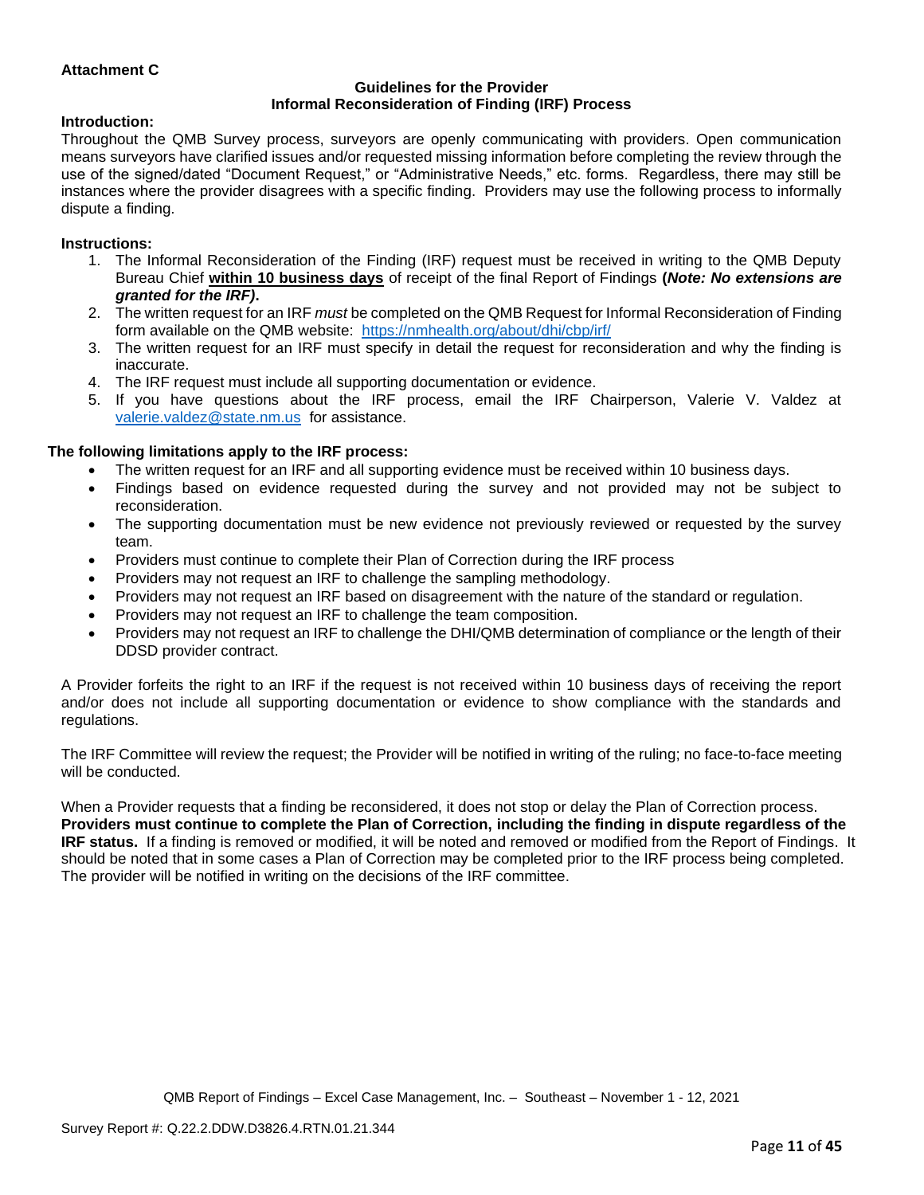**Attachment C**

**Guidelines for the Provider**
**Informal Reconsideration of Finding (IRF) Process**

**Introduction:**

Throughout the QMB Survey process, surveyors are openly communicating with providers. Open communication means surveyors have clarified issues and/or requested missing information before completing the review through the use of the signed/dated "Document Request," or "Administrative Needs," etc. forms. Regardless, there may still be instances where the provider disagrees with a specific finding. Providers may use the following process to informally dispute a finding.

**Instructions:**

1. The Informal Reconsideration of the Finding (IRF) request must be received in writing to the QMB Deputy Bureau Chief **within 10 business days** of receipt of the final Report of Findings **(*Note: No extensions are granted for the IRF)*.**
2. The written request for an IRF *must* be completed on the QMB Request for Informal Reconsideration of Finding form available on the QMB website: https://nmhealth.org/about/dhi/cbp/irf/
3. The written request for an IRF must specify in detail the request for reconsideration and why the finding is inaccurate.
4. The IRF request must include all supporting documentation or evidence.
5. If you have questions about the IRF process, email the IRF Chairperson, Valerie V. Valdez at valerie.valdez@state.nm.us for assistance.

**The following limitations apply to the IRF process:**

- The written request for an IRF and all supporting evidence must be received within 10 business days.
- Findings based on evidence requested during the survey and not provided may not be subject to reconsideration.
- The supporting documentation must be new evidence not previously reviewed or requested by the survey team.
- Providers must continue to complete their Plan of Correction during the IRF process
- Providers may not request an IRF to challenge the sampling methodology.
- Providers may not request an IRF based on disagreement with the nature of the standard or regulation.
- Providers may not request an IRF to challenge the team composition.
- Providers may not request an IRF to challenge the DHI/QMB determination of compliance or the length of their DDSD provider contract.

A Provider forfeits the right to an IRF if the request is not received within 10 business days of receiving the report and/or does not include all supporting documentation or evidence to show compliance with the standards and regulations.

The IRF Committee will review the request; the Provider will be notified in writing of the ruling; no face-to-face meeting will be conducted.

When a Provider requests that a finding be reconsidered, it does not stop or delay the Plan of Correction process. **Providers must continue to complete the Plan of Correction, including the finding in dispute regardless of the IRF status.** If a finding is removed or modified, it will be noted and removed or modified from the Report of Findings. It should be noted that in some cases a Plan of Correction may be completed prior to the IRF process being completed. The provider will be notified in writing on the decisions of the IRF committee.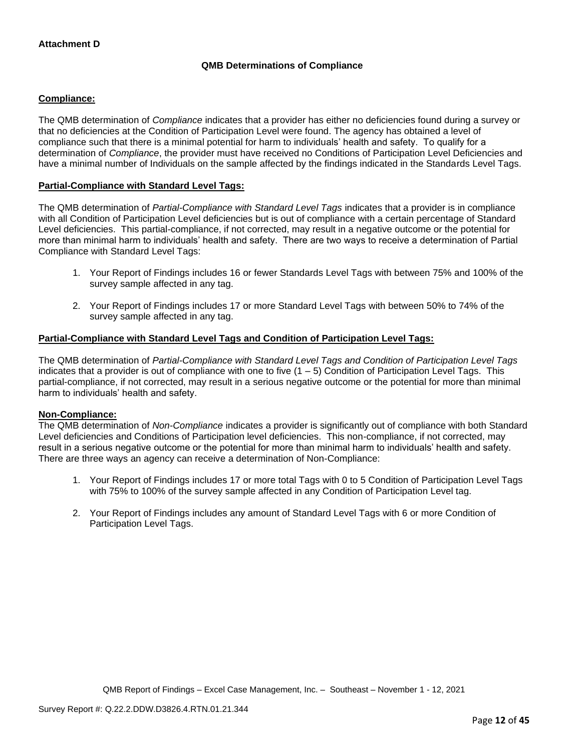**Attachment D**

**QMB Determinations of Compliance**

**Compliance:**

The QMB determination of *Compliance* indicates that a provider has either no deficiencies found during a survey or that no deficiencies at the Condition of Participation Level were found. The agency has obtained a level of compliance such that there is a minimal potential for harm to individuals' health and safety. To qualify for a determination of *Compliance*, the provider must have received no Conditions of Participation Level Deficiencies and have a minimal number of Individuals on the sample affected by the findings indicated in the Standards Level Tags.

**Partial-Compliance with Standard Level Tags:**

The QMB determination of *Partial-Compliance with Standard Level Tags* indicates that a provider is in compliance with all Condition of Participation Level deficiencies but is out of compliance with a certain percentage of Standard Level deficiencies. This partial-compliance, if not corrected, may result in a negative outcome or the potential for more than minimal harm to individuals' health and safety. There are two ways to receive a determination of Partial Compliance with Standard Level Tags:

1. Your Report of Findings includes 16 or fewer Standards Level Tags with between 75% and 100% of the survey sample affected in any tag.

2. Your Report of Findings includes 17 or more Standard Level Tags with between 50% to 74% of the survey sample affected in any tag.

**Partial-Compliance with Standard Level Tags and Condition of Participation Level Tags:**

The QMB determination of *Partial-Compliance with Standard Level Tags and Condition of Participation Level Tags* indicates that a provider is out of compliance with one to five (1 – 5) Condition of Participation Level Tags. This partial-compliance, if not corrected, may result in a serious negative outcome or the potential for more than minimal harm to individuals' health and safety.

**Non-Compliance:**

The QMB determination of *Non-Compliance* indicates a provider is significantly out of compliance with both Standard Level deficiencies and Conditions of Participation level deficiencies. This non-compliance, if not corrected, may result in a serious negative outcome or the potential for more than minimal harm to individuals' health and safety. There are three ways an agency can receive a determination of Non-Compliance:

1. Your Report of Findings includes 17 or more total Tags with 0 to 5 Condition of Participation Level Tags with 75% to 100% of the survey sample affected in any Condition of Participation Level tag.

2. Your Report of Findings includes any amount of Standard Level Tags with 6 or more Condition of Participation Level Tags.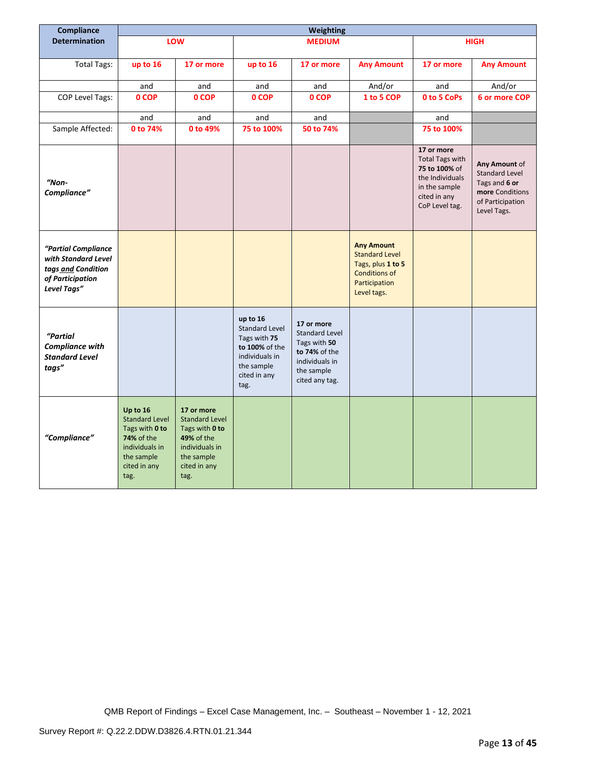| Compliance Determination | Weighting | | | | | | |
|---|---|---|---|---|---|---|---|
| | **LOW** | | **MEDIUM** | | | **HIGH** | |
| Total Tags: | **up to 16** | **17 or more** | **up to 16** | **17 or more** | **Any Amount** | **17 or more** | **Any Amount** |
| | and | and | and | and | And/or | and | And/or |
| COP Level Tags: | **0 COP** | **0 COP** | **0 COP** | **0 COP** | **1 to 5 COP** | **0 to 5 CoPs** | **6 or more COP** |
| | and | and | and | and | | and | |
| Sample Affected: | **0 to 74%** | **0 to 49%** | **75 to 100%** | **50 to 74%** | | **75 to 100%** | |
| ***"Non-Compliance"*** | | | | | | **17 or more** Total Tags with **75 to 100%** of the Individuals in the sample cited in any CoP Level tag. | **Any Amount** of Standard Level Tags and **6 or more** Conditions of Participation Level Tags. |
| ***"Partial Compliance with Standard Level tags and Condition of Participation Level Tags"*** | | | | | **Any Amount** Standard Level Tags, plus **1 to 5** Conditions of Participation Level tags. | | |
| ***"Partial Compliance with Standard Level tags"*** | | | **up to 16** Standard Level Tags with **75 to 100%** of the individuals in the sample cited in any tag. | **17 or more** Standard Level Tags with **50 to 74%** of the individuals in the sample cited any tag. | | | |
| ***"Compliance"*** | **Up to 16** Standard Level Tags with **0 to 74%** of the individuals in the sample cited in any tag. | **17 or more** Standard Level Tags with **0 to 49%** of the individuals in the sample cited in any tag. | | | | | |

QMB Report of Findings – Excel Case Management, Inc. – Southeast – November 1 - 12, 2021

Survey Report #: Q.22.2.DDW.D3826.4.RTN.01.21.344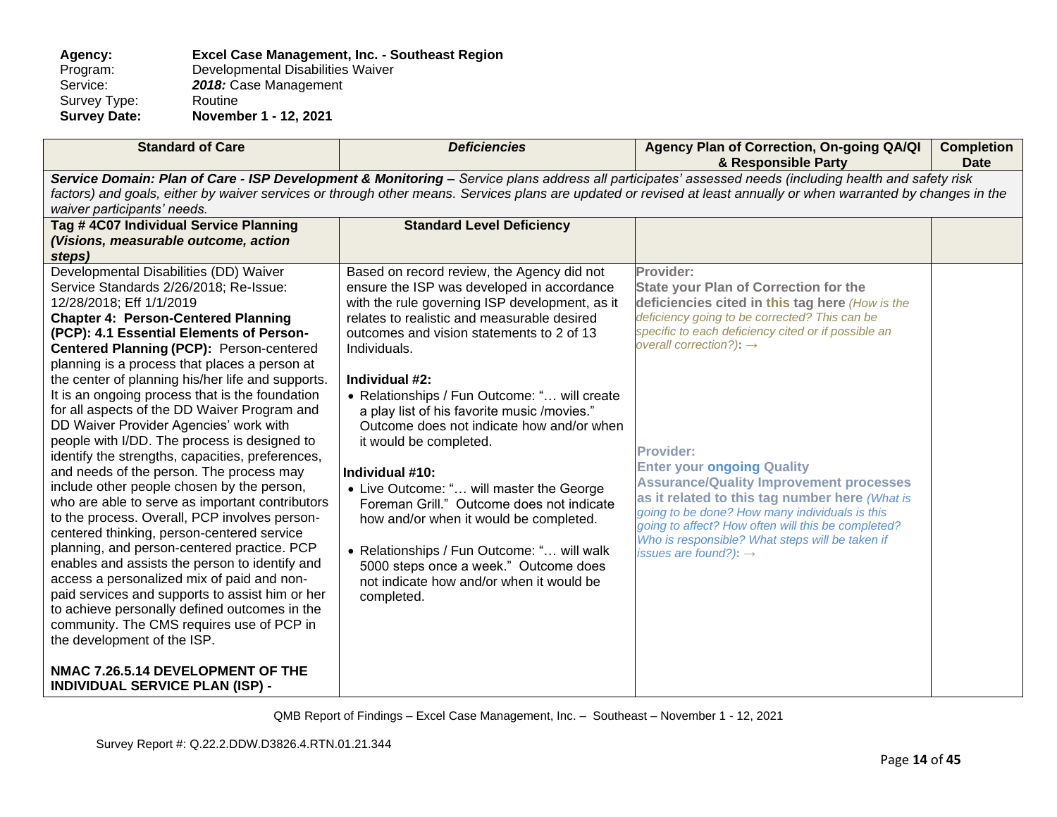**Agency:** **Excel Case Management, Inc. - Southeast Region**
Program: Developmental Disabilities Waiver
Service: ***2018:*** Case Management
Survey Type: Routine
**Survey Date:** **November 1 - 12, 2021**

| Standard of Care | *Deficiencies* | Agency Plan of Correction, On-going QA/QI & Responsible Party | Completion Date |
|---|---|---|---|
| ***Service Domain: Plan of Care - ISP Development & Monitoring –*** *Service plans address all participates' assessed needs (including health and safety risk factors) and goals, either by waiver services or through other means. Services plans are updated or revised at least annually or when warranted by changes in the waiver participants' needs.* | | | |
| **Tag # 4C07 Individual Service Planning *(Visions, measurable outcome, action steps)*** | **Standard Level Deficiency** | | |
| Developmental Disabilities (DD) Waiver Service Standards 2/26/2018; Re-Issue: 12/28/2018; Eff 1/1/2019<br>**Chapter 4: Person-Centered Planning (PCP): 4.1 Essential Elements of Person-Centered Planning (PCP):** Person-centered planning is a process that places a person at the center of planning his/her life and supports. It is an ongoing process that is the foundation for all aspects of the DD Waiver Program and DD Waiver Provider Agencies' work with people with I/DD. The process is designed to identify the strengths, capacities, preferences, and needs of the person. The process may include other people chosen by the person, who are able to serve as important contributors to the process. Overall, PCP involves person-centered thinking, person-centered service planning, and person-centered practice. PCP enables and assists the person to identify and access a personalized mix of paid and non-paid services and supports to assist him or her to achieve personally defined outcomes in the community. The CMS requires use of PCP in the development of the ISP.<br><br>**NMAC 7.26.5.14 DEVELOPMENT OF THE INDIVIDUAL SERVICE PLAN (ISP) -** | Based on record review, the Agency did not ensure the ISP was developed in accordance with the rule governing ISP development, as it relates to realistic and measurable desired outcomes and vision statements to 2 of 13 Individuals.<br><br>**Individual #2:**<br>• Relationships / Fun Outcome: "… will create a play list of his favorite music /movies." Outcome does not indicate how and/or when it would be completed.<br><br>**Individual #10:**<br>• Live Outcome: "… will master the George Foreman Grill." Outcome does not indicate how and/or when it would be completed.<br><br>• Relationships / Fun Outcome: "… will walk 5000 steps once a week." Outcome does not indicate how and/or when it would be completed. | **Provider:**<br>**State your Plan of Correction for the deficiencies cited in this tag here** *(How is the deficiency going to be corrected? This can be specific to each deficiency cited or if possible an overall correction?)***:** →<br><br>**Provider:**<br>**Enter your ongoing Quality Assurance/Quality Improvement processes as it related to this tag number here** *(What is going to be done? How many individuals is this going to affect? How often will this be completed? Who is responsible? What steps will be taken if issues are found?)***:** → | |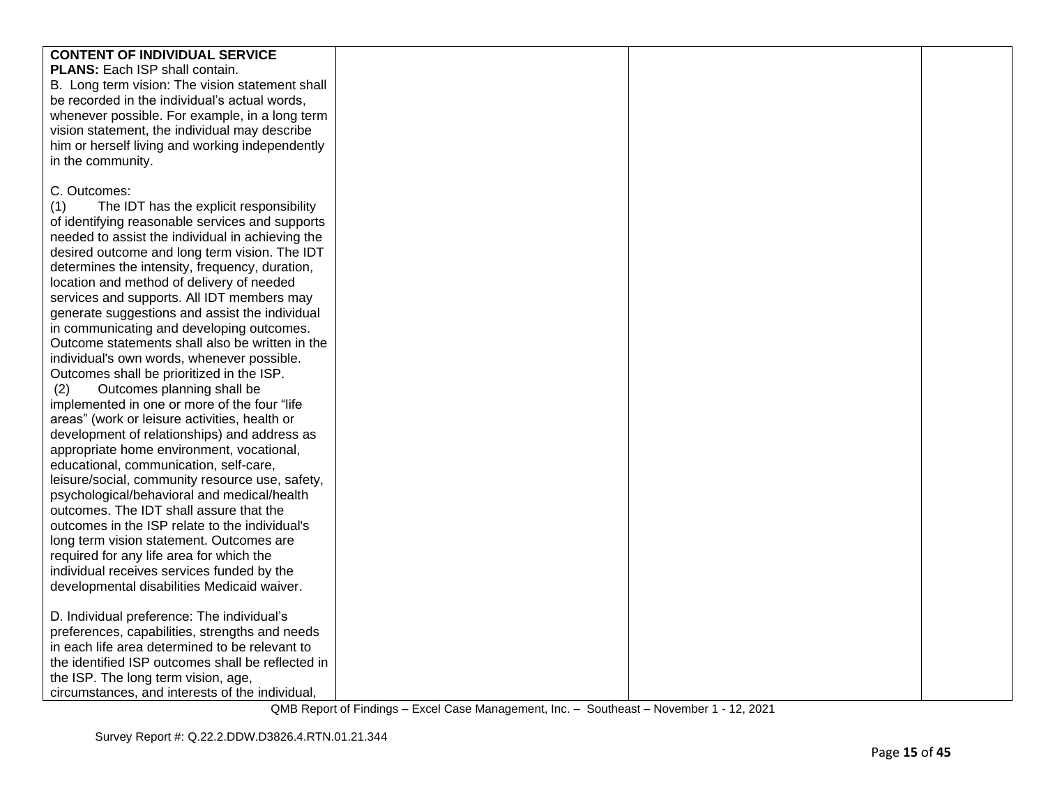| | | | |
|---|---|---|---|
| **CONTENT OF INDIVIDUAL SERVICE PLANS:** Each ISP shall contain.<br>B. Long term vision: The vision statement shall be recorded in the individual's actual words, whenever possible. For example, in a long term vision statement, the individual may describe him or herself living and working independently in the community.<br><br>C. Outcomes:<br>(1) The IDT has the explicit responsibility of identifying reasonable services and supports needed to assist the individual in achieving the desired outcome and long term vision. The IDT determines the intensity, frequency, duration, location and method of delivery of needed services and supports. All IDT members may generate suggestions and assist the individual in communicating and developing outcomes. Outcome statements shall also be written in the individual's own words, whenever possible. Outcomes shall be prioritized in the ISP.<br>(2) Outcomes planning shall be implemented in one or more of the four "life areas" (work or leisure activities, health or development of relationships) and address as appropriate home environment, vocational, educational, communication, self-care, leisure/social, community resource use, safety, psychological/behavioral and medical/health outcomes. The IDT shall assure that the outcomes in the ISP relate to the individual's long term vision statement. Outcomes are required for any life area for which the individual receives services funded by the developmental disabilities Medicaid waiver.<br><br>D. Individual preference: The individual's preferences, capabilities, strengths and needs in each life area determined to be relevant to the identified ISP outcomes shall be reflected in the ISP. The long term vision, age, circumstances, and interests of the individual, | | | |

QMB Report of Findings – Excel Case Management, Inc. – Southeast – November 1 - 12, 2021

Survey Report #: Q.22.2.DDW.D3826.4.RTN.01.21.344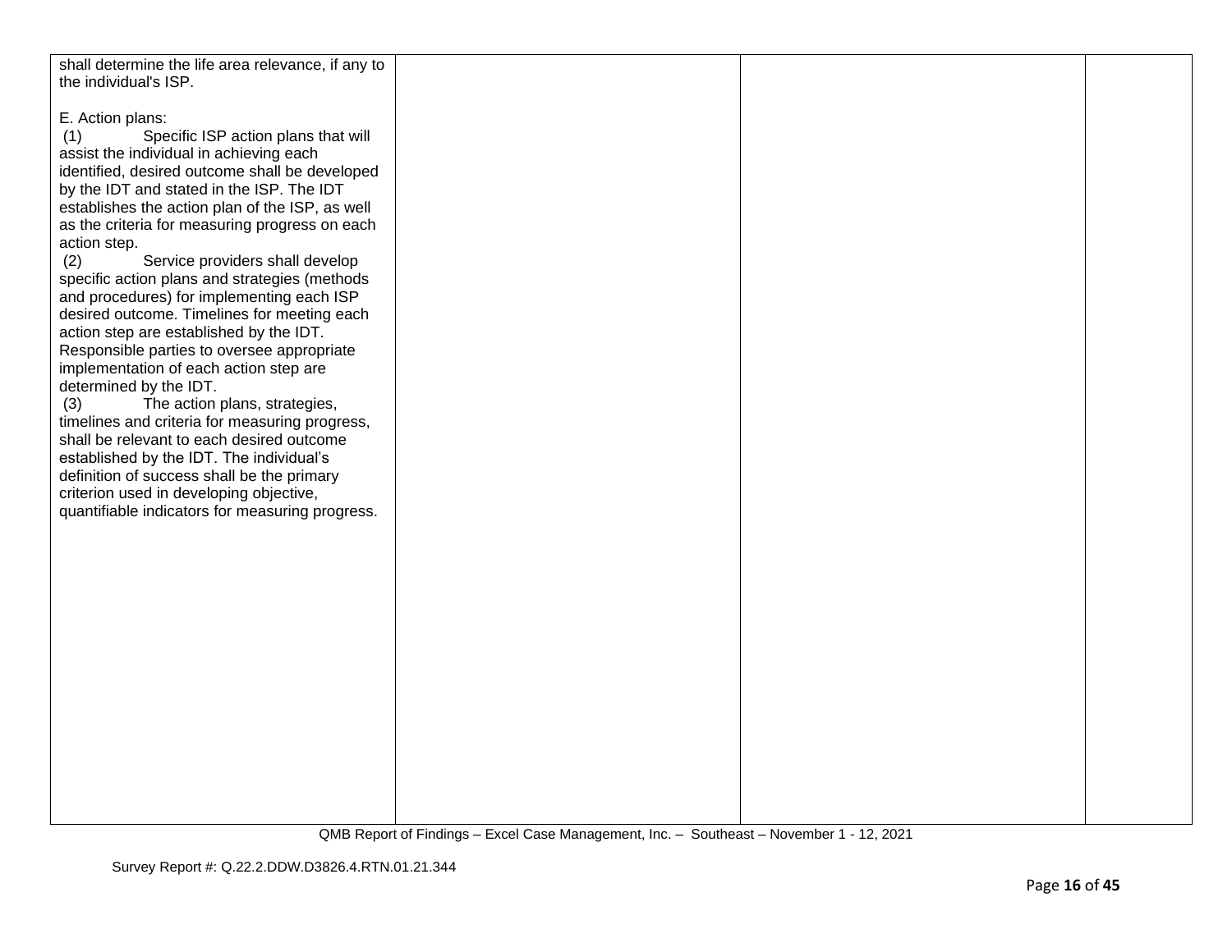| | | | |
|---|---|---|---|
| shall determine the life area relevance, if any to the individual's ISP.<br><br>E. Action plans:<br>(1) Specific ISP action plans that will assist the individual in achieving each identified, desired outcome shall be developed by the IDT and stated in the ISP. The IDT establishes the action plan of the ISP, as well as the criteria for measuring progress on each action step.<br>(2) Service providers shall develop specific action plans and strategies (methods and procedures) for implementing each ISP desired outcome. Timelines for meeting each action step are established by the IDT. Responsible parties to oversee appropriate implementation of each action step are determined by the IDT.<br>(3) The action plans, strategies, timelines and criteria for measuring progress, shall be relevant to each desired outcome established by the IDT. The individual's definition of success shall be the primary criterion used in developing objective, quantifiable indicators for measuring progress. | | | |

QMB Report of Findings – Excel Case Management, Inc. – Southeast – November 1 - 12, 2021

Survey Report #: Q.22.2.DDW.D3826.4.RTN.01.21.344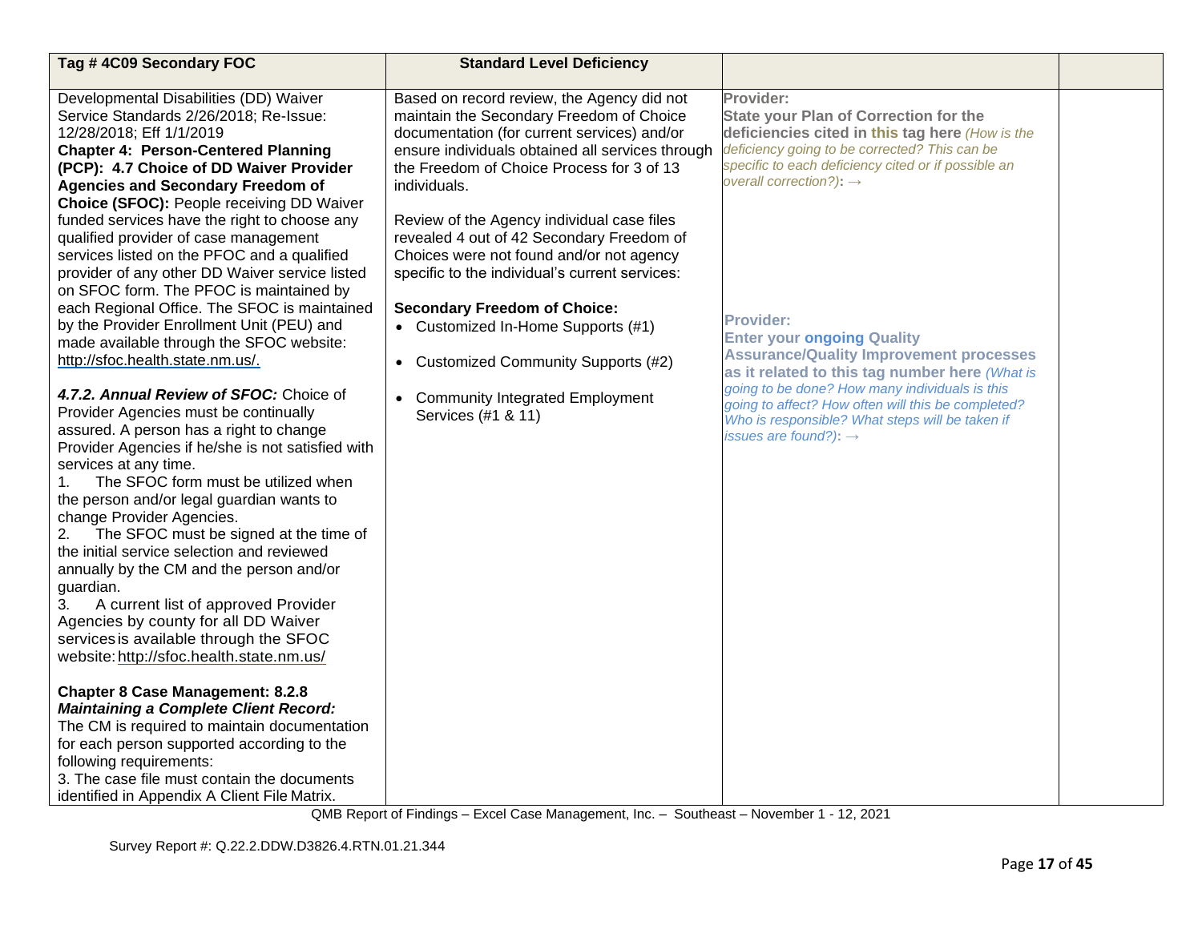| Tag # 4C09 Secondary FOC | Standard Level Deficiency | | |
|---|---|---|---|
| Developmental Disabilities (DD) Waiver Service Standards 2/26/2018; Re-Issue: 12/28/2018; Eff 1/1/2019<br>**Chapter 4: Person-Centered Planning (PCP): 4.7 Choice of DD Waiver Provider Agencies and Secondary Freedom of Choice (SFOC):** People receiving DD Waiver funded services have the right to choose any qualified provider of case management services listed on the PFOC and a qualified provider of any other DD Waiver service listed on SFOC form. The PFOC is maintained by each Regional Office. The SFOC is maintained by the Provider Enrollment Unit (PEU) and made available through the SFOC website: http://sfoc.health.state.nm.us/.<br><br>***4.7.2. Annual Review of SFOC:*** Choice of Provider Agencies must be continually assured. A person has a right to change Provider Agencies if he/she is not satisfied with services at any time.<br>1. The SFOC form must be utilized when the person and/or legal guardian wants to change Provider Agencies.<br>2. The SFOC must be signed at the time of the initial service selection and reviewed annually by the CM and the person and/or guardian.<br>3. A current list of approved Provider Agencies by county for all DD Waiver services is available through the SFOC website: http://sfoc.health.state.nm.us/<br><br>**Chapter 8 Case Management: 8.2.8 *Maintaining a Complete Client Record:*** The CM is required to maintain documentation for each person supported according to the following requirements:<br>3. The case file must contain the documents identified in Appendix A Client File Matrix. | Based on record review, the Agency did not maintain the Secondary Freedom of Choice documentation (for current services) and/or ensure individuals obtained all services through the Freedom of Choice Process for 3 of 13 individuals.<br><br>Review of the Agency individual case files revealed 4 out of 42 Secondary Freedom of Choices were not found and/or not agency specific to the individual's current services:<br><br>**Secondary Freedom of Choice:**<br>• Customized In-Home Supports (#1)<br>• Customized Community Supports (#2)<br>• Community Integrated Employment Services (#1 & 11) | **Provider:**<br>**State your Plan of Correction for the deficiencies cited in this tag here** *(How is the deficiency going to be corrected? This can be specific to each deficiency cited or if possible an overall correction?)*: →<br><br>**Provider:**<br>**Enter your ongoing Quality Assurance/Quality Improvement processes as it related to this tag number here** *(What is going to be done? How many individuals is this going to affect? How often will this be completed? Who is responsible? What steps will be taken if issues are found?)*: → | |

QMB Report of Findings – Excel Case Management, Inc. – Southeast – November 1 - 12, 2021

Survey Report #: Q.22.2.DDW.D3826.4.RTN.01.21.344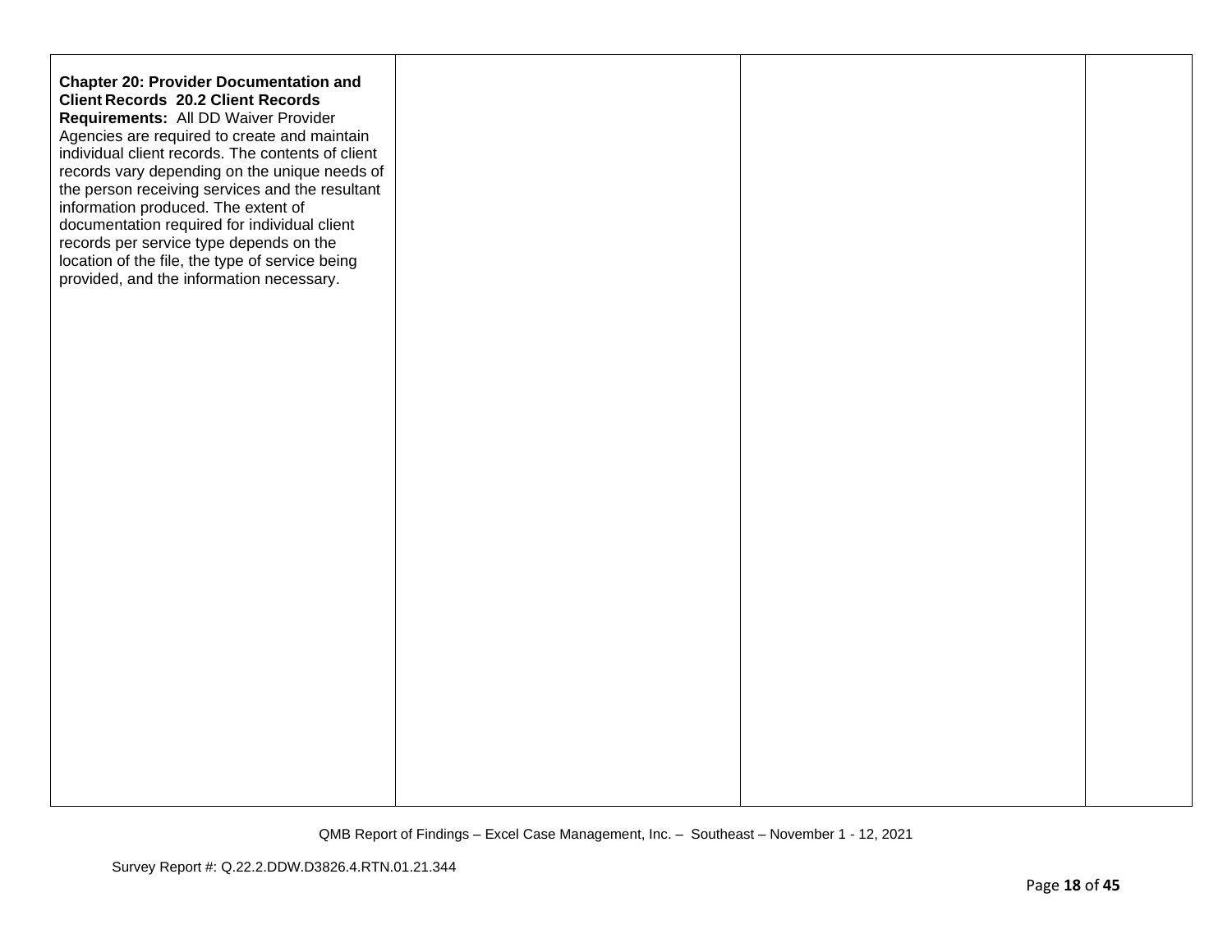| | | | |
|---|---|---|---|
| **Chapter 20: Provider Documentation and Client Records 20.2 Client Records Requirements:** All DD Waiver Provider Agencies are required to create and maintain individual client records. The contents of client records vary depending on the unique needs of the person receiving services and the resultant information produced. The extent of documentation required for individual client records per service type depends on the location of the file, the type of service being provided, and the information necessary. | | | |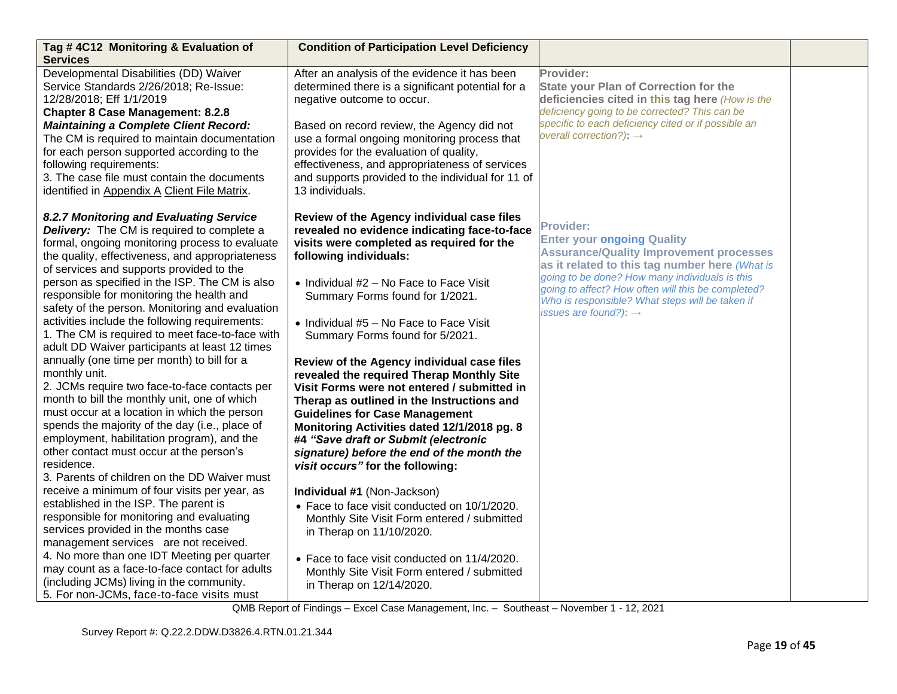| Tag # 4C12 Monitoring & Evaluation of Services | Condition of Participation Level Deficiency | | |
|---|---|---|---|
| Developmental Disabilities (DD) Waiver Service Standards 2/26/2018; Re-Issue: 12/28/2018; Eff 1/1/2019<br>**Chapter 8 Case Management: 8.2.8 *Maintaining a Complete Client Record:*** The CM is required to maintain documentation for each person supported according to the following requirements:<br>3. The case file must contain the documents identified in Appendix A Client File Matrix.<br><br>***8.2.7 Monitoring and Evaluating Service Delivery:*** The CM is required to complete a formal, ongoing monitoring process to evaluate the quality, effectiveness, and appropriateness of services and supports provided to the person as specified in the ISP. The CM is also responsible for monitoring the health and safety of the person. Monitoring and evaluation activities include the following requirements:<br>1. The CM is required to meet face-to-face with adult DD Waiver participants at least 12 times annually (one time per month) to bill for a monthly unit.<br>2. JCMs require two face-to-face contacts per month to bill the monthly unit, one of which must occur at a location in which the person spends the majority of the day (i.e., place of employment, habilitation program), and the other contact must occur at the person's residence.<br>3. Parents of children on the DD Waiver must receive a minimum of four visits per year, as established in the ISP. The parent is responsible for monitoring and evaluating services provided in the months case management services are not received.<br>4. No more than one IDT Meeting per quarter may count as a face-to-face contact for adults (including JCMs) living in the community.<br>5. For non-JCMs, face-to-face visits must | After an analysis of the evidence it has been determined there is a significant potential for a negative outcome to occur.<br><br>Based on record review, the Agency did not use a formal ongoing monitoring process that provides for the evaluation of quality, effectiveness, and appropriateness of services and supports provided to the individual for 11 of 13 individuals.<br><br>**Review of the Agency individual case files revealed no evidence indicating face-to-face visits were completed as required for the following individuals:**<br><br>• Individual #2 – No Face to Face Visit Summary Forms found for 1/2021.<br><br>• Individual #5 – No Face to Face Visit Summary Forms found for 5/2021.<br><br>**Review of the Agency individual case files revealed the required Therap Monthly Site Visit Forms were not entered / submitted in Therap as outlined in the Instructions and Guidelines for Case Management Monitoring Activities dated 12/1/2018 pg. 8 #4 *"Save draft or Submit (electronic signature) before the end of the month the visit occurs"* for the following:**<br><br>**Individual #1** (Non-Jackson)<br>• Face to face visit conducted on 10/1/2020. Monthly Site Visit Form entered / submitted in Therap on 11/10/2020.<br><br>• Face to face visit conducted on 11/4/2020. Monthly Site Visit Form entered / submitted in Therap on 12/14/2020. | **Provider:**<br>**State your Plan of Correction for the deficiencies cited in this tag here** *(How is the deficiency going to be corrected? This can be specific to each deficiency cited or if possible an overall correction?)*: →<br><br>**Provider:**<br>**Enter your ongoing Quality Assurance/Quality Improvement processes as it related to this tag number here** *(What is going to be done? How many individuals is this going to affect? How often will this be completed? Who is responsible? What steps will be taken if issues are found?)*: → | |

QMB Report of Findings – Excel Case Management, Inc. – Southeast – November 1 - 12, 2021

Survey Report #: Q.22.2.DDW.D3826.4.RTN.01.21.344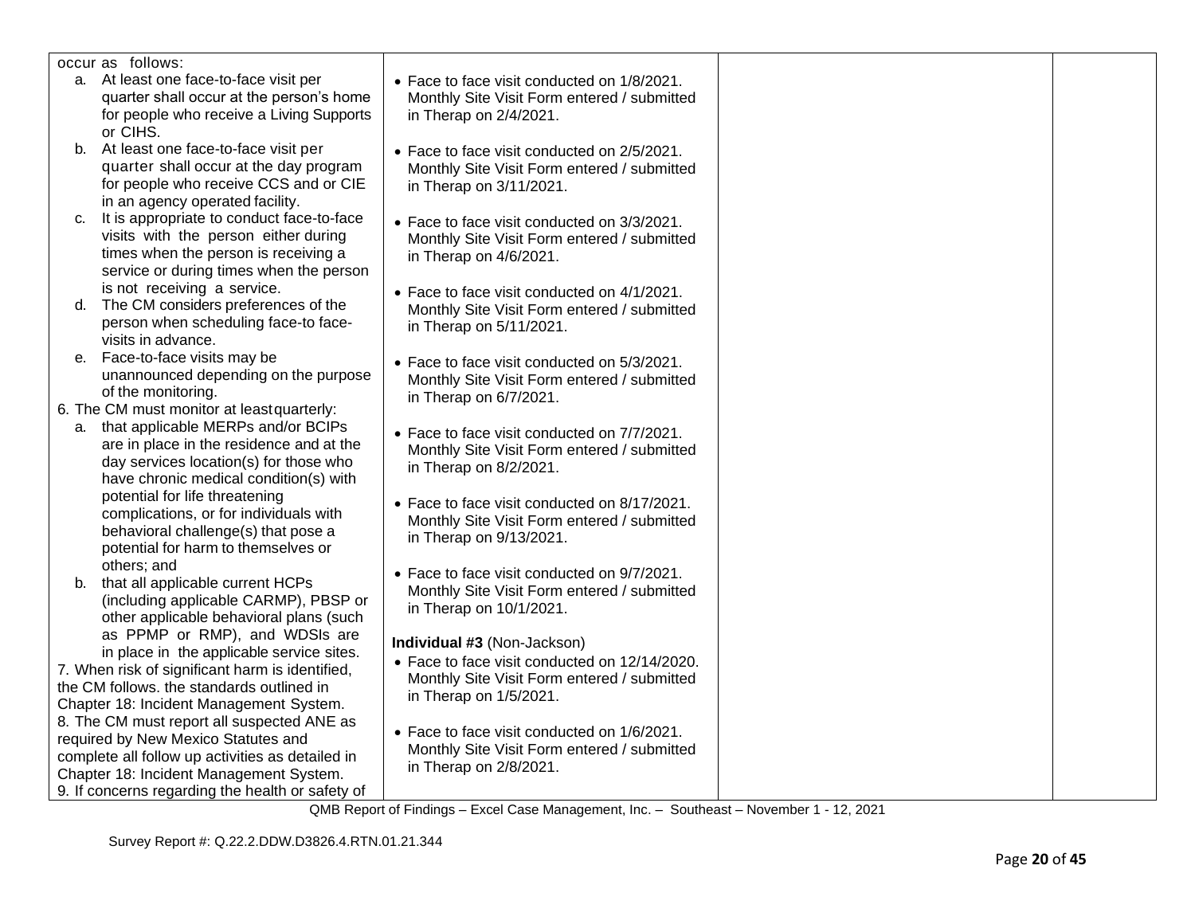| | | | |
|---|---|---|---|
| occur as follows:<br>a. At least one face-to-face visit per quarter shall occur at the person's home for people who receive a Living Supports or CIHS.<br>b. At least one face-to-face visit per quarter shall occur at the day program for people who receive CCS and or CIE in an agency operated facility.<br>c. It is appropriate to conduct face-to-face visits with the person either during times when the person is receiving a service or during times when the person is not receiving a service.<br>d. The CM considers preferences of the person when scheduling face-to face-visits in advance.<br>e. Face-to-face visits may be unannounced depending on the purpose of the monitoring.<br>6. The CM must monitor at least quarterly:<br>a. that applicable MERPs and/or BCIPs are in place in the residence and at the day services location(s) for those who have chronic medical condition(s) with potential for life threatening complications, or for individuals with behavioral challenge(s) that pose a potential for harm to themselves or others; and<br>b. that all applicable current HCPs (including applicable CARMP), PBSP or other applicable behavioral plans (such as PPMP or RMP), and WDSIs are in place in the applicable service sites.<br>7. When risk of significant harm is identified, the CM follows. the standards outlined in Chapter 18: Incident Management System.<br>8. The CM must report all suspected ANE as required by New Mexico Statutes and complete all follow up activities as detailed in Chapter 18: Incident Management System.<br>9. If concerns regarding the health or safety of | • Face to face visit conducted on 1/8/2021. Monthly Site Visit Form entered / submitted in Therap on 2/4/2021.<br><br>• Face to face visit conducted on 2/5/2021. Monthly Site Visit Form entered / submitted in Therap on 3/11/2021.<br><br>• Face to face visit conducted on 3/3/2021. Monthly Site Visit Form entered / submitted in Therap on 4/6/2021.<br><br>• Face to face visit conducted on 4/1/2021. Monthly Site Visit Form entered / submitted in Therap on 5/11/2021.<br><br>• Face to face visit conducted on 5/3/2021. Monthly Site Visit Form entered / submitted in Therap on 6/7/2021.<br><br>• Face to face visit conducted on 7/7/2021. Monthly Site Visit Form entered / submitted in Therap on 8/2/2021.<br><br>• Face to face visit conducted on 8/17/2021. Monthly Site Visit Form entered / submitted in Therap on 9/13/2021.<br><br>• Face to face visit conducted on 9/7/2021. Monthly Site Visit Form entered / submitted in Therap on 10/1/2021.<br><br>**Individual #3** (Non-Jackson)<br>• Face to face visit conducted on 12/14/2020. Monthly Site Visit Form entered / submitted in Therap on 1/5/2021.<br><br>• Face to face visit conducted on 1/6/2021. Monthly Site Visit Form entered / submitted in Therap on 2/8/2021. | | |

QMB Report of Findings – Excel Case Management, Inc. – Southeast – November 1 - 12, 2021

Survey Report #: Q.22.2.DDW.D3826.4.RTN.01.21.344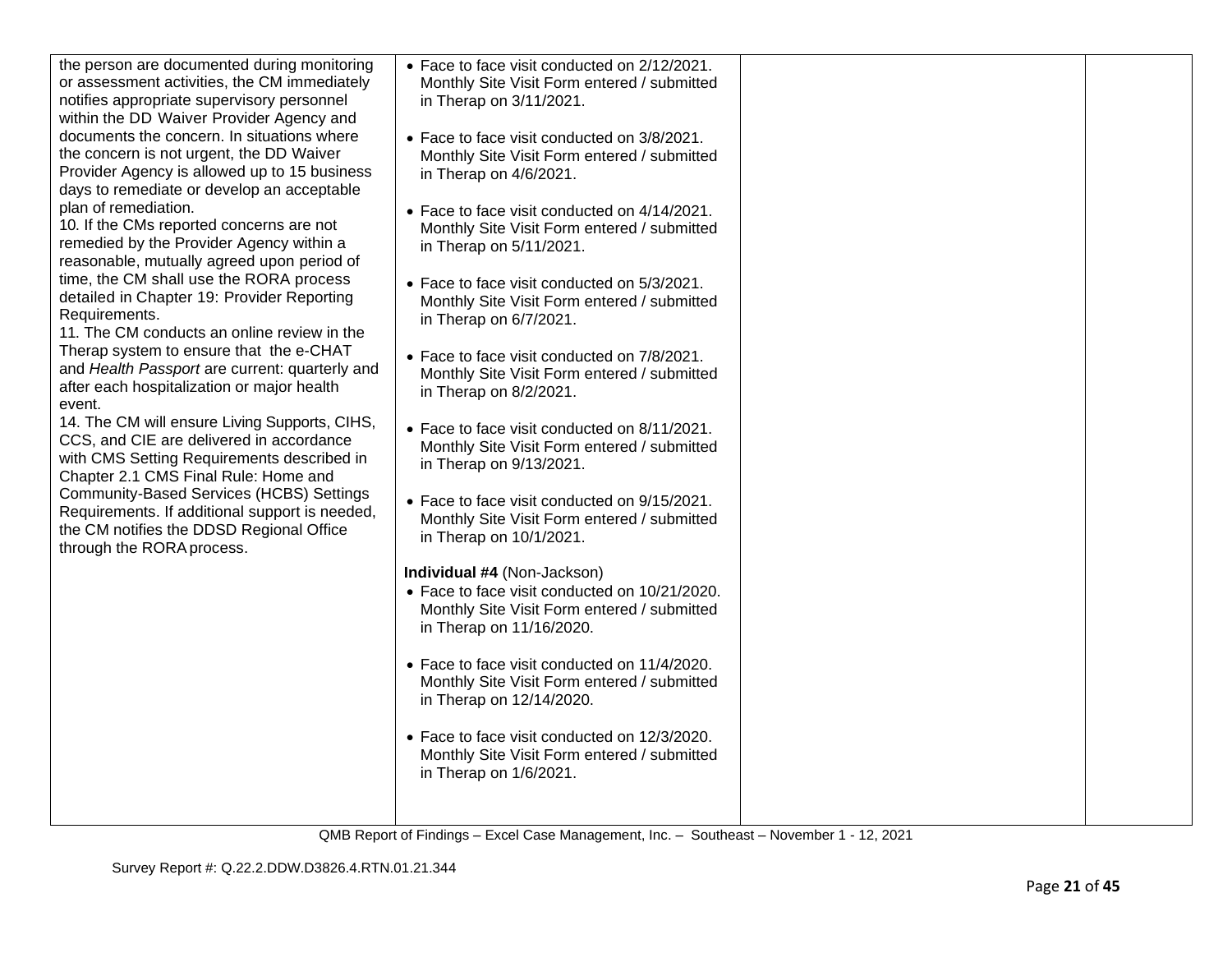| | | | |
|---|---|---|---|
| the person are documented during monitoring or assessment activities, the CM immediately notifies appropriate supervisory personnel within the DD Waiver Provider Agency and documents the concern. In situations where the concern is not urgent, the DD Waiver Provider Agency is allowed up to 15 business days to remediate or develop an acceptable plan of remediation.<br>10. If the CMs reported concerns are not remedied by the Provider Agency within a reasonable, mutually agreed upon period of time, the CM shall use the RORA process detailed in Chapter 19: Provider Reporting Requirements.<br>11. The CM conducts an online review in the Therap system to ensure that the e-CHAT and *Health Passport* are current: quarterly and after each hospitalization or major health event.<br>14. The CM will ensure Living Supports, CIHS, CCS, and CIE are delivered in accordance with CMS Setting Requirements described in Chapter 2.1 CMS Final Rule: Home and Community-Based Services (HCBS) Settings Requirements. If additional support is needed, the CM notifies the DDSD Regional Office through the RORA process. | • Face to face visit conducted on 2/12/2021. Monthly Site Visit Form entered / submitted in Therap on 3/11/2021.<br><br>• Face to face visit conducted on 3/8/2021. Monthly Site Visit Form entered / submitted in Therap on 4/6/2021.<br><br>• Face to face visit conducted on 4/14/2021. Monthly Site Visit Form entered / submitted in Therap on 5/11/2021.<br><br>• Face to face visit conducted on 5/3/2021. Monthly Site Visit Form entered / submitted in Therap on 6/7/2021.<br><br>• Face to face visit conducted on 7/8/2021. Monthly Site Visit Form entered / submitted in Therap on 8/2/2021.<br><br>• Face to face visit conducted on 8/11/2021. Monthly Site Visit Form entered / submitted in Therap on 9/13/2021.<br><br>• Face to face visit conducted on 9/15/2021. Monthly Site Visit Form entered / submitted in Therap on 10/1/2021.<br><br>**Individual #4** (Non-Jackson)<br>• Face to face visit conducted on 10/21/2020. Monthly Site Visit Form entered / submitted in Therap on 11/16/2020.<br><br>• Face to face visit conducted on 11/4/2020. Monthly Site Visit Form entered / submitted in Therap on 12/14/2020.<br><br>• Face to face visit conducted on 12/3/2020. Monthly Site Visit Form entered / submitted in Therap on 1/6/2021. | | |

QMB Report of Findings – Excel Case Management, Inc. – Southeast – November 1 - 12, 2021

Survey Report #: Q.22.2.DDW.D3826.4.RTN.01.21.344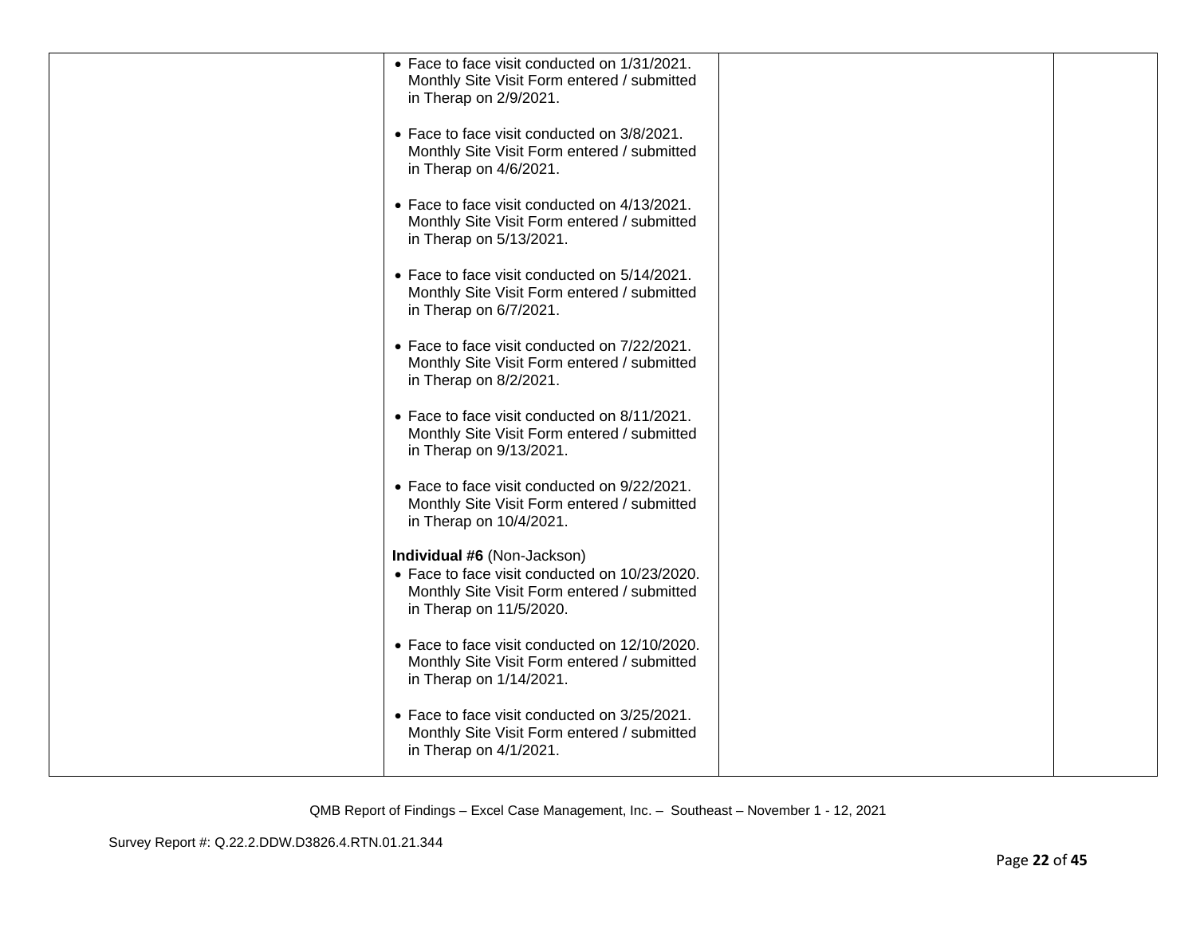| | | | |
|---|---|---|---|
| | • Face to face visit conducted on 1/31/2021. Monthly Site Visit Form entered / submitted in Therap on 2/9/2021.<br><br>• Face to face visit conducted on 3/8/2021. Monthly Site Visit Form entered / submitted in Therap on 4/6/2021.<br><br>• Face to face visit conducted on 4/13/2021. Monthly Site Visit Form entered / submitted in Therap on 5/13/2021.<br><br>• Face to face visit conducted on 5/14/2021. Monthly Site Visit Form entered / submitted in Therap on 6/7/2021.<br><br>• Face to face visit conducted on 7/22/2021. Monthly Site Visit Form entered / submitted in Therap on 8/2/2021.<br><br>• Face to face visit conducted on 8/11/2021. Monthly Site Visit Form entered / submitted in Therap on 9/13/2021.<br><br>• Face to face visit conducted on 9/22/2021. Monthly Site Visit Form entered / submitted in Therap on 10/4/2021.<br><br>**Individual #6** (Non-Jackson)<br>• Face to face visit conducted on 10/23/2020. Monthly Site Visit Form entered / submitted in Therap on 11/5/2020.<br><br>• Face to face visit conducted on 12/10/2020. Monthly Site Visit Form entered / submitted in Therap on 1/14/2021.<br><br>• Face to face visit conducted on 3/25/2021. Monthly Site Visit Form entered / submitted in Therap on 4/1/2021. | | |

QMB Report of Findings – Excel Case Management, Inc. – Southeast – November 1 - 12, 2021

Survey Report #: Q.22.2.DDW.D3826.4.RTN.01.21.344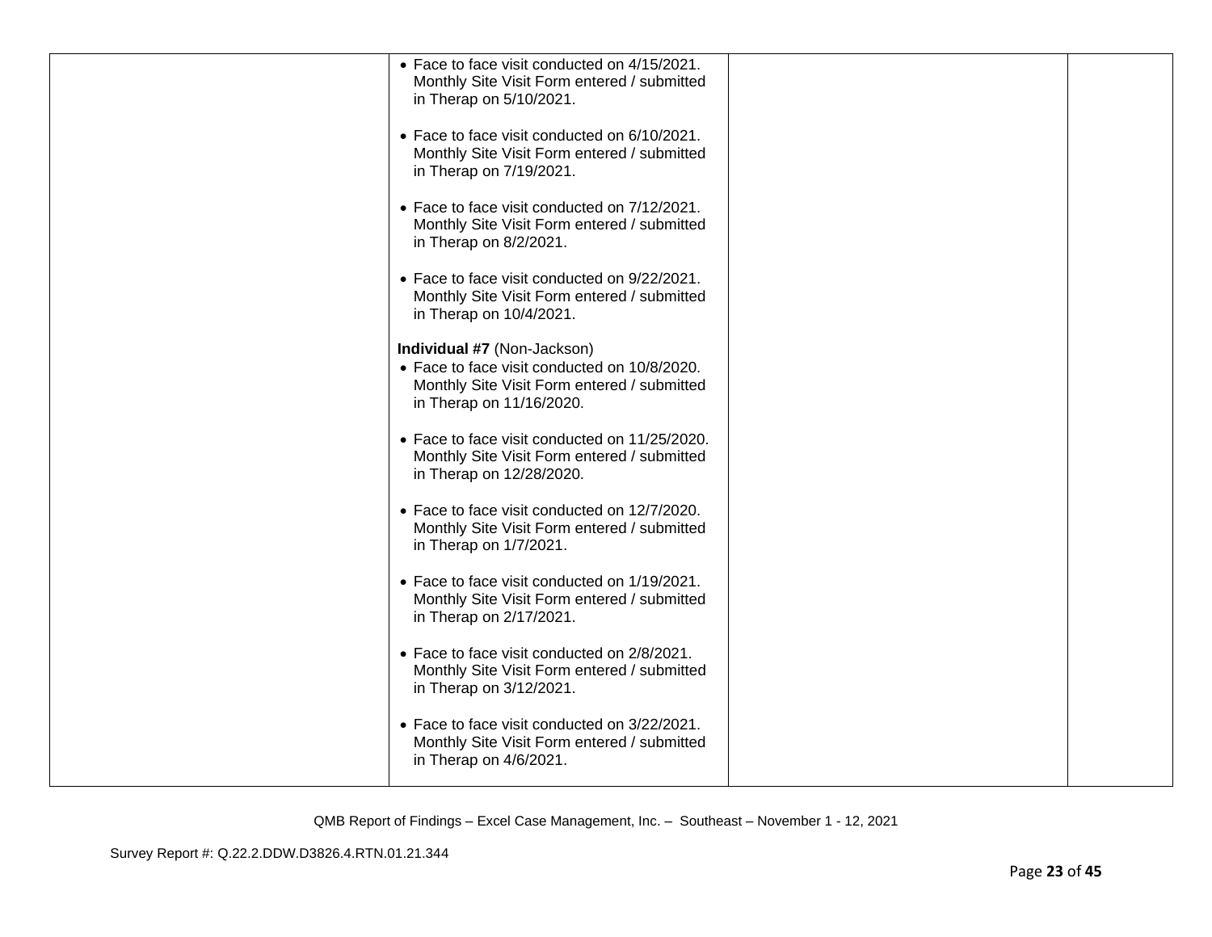| | | | |
|---|---|---|---|
| | • Face to face visit conducted on 4/15/2021. Monthly Site Visit Form entered / submitted in Therap on 5/10/2021.<br><br>• Face to face visit conducted on 6/10/2021. Monthly Site Visit Form entered / submitted in Therap on 7/19/2021.<br><br>• Face to face visit conducted on 7/12/2021. Monthly Site Visit Form entered / submitted in Therap on 8/2/2021.<br><br>• Face to face visit conducted on 9/22/2021. Monthly Site Visit Form entered / submitted in Therap on 10/4/2021.<br><br>**Individual #7** (Non-Jackson)<br>• Face to face visit conducted on 10/8/2020. Monthly Site Visit Form entered / submitted in Therap on 11/16/2020.<br><br>• Face to face visit conducted on 11/25/2020. Monthly Site Visit Form entered / submitted in Therap on 12/28/2020.<br><br>• Face to face visit conducted on 12/7/2020. Monthly Site Visit Form entered / submitted in Therap on 1/7/2021.<br><br>• Face to face visit conducted on 1/19/2021. Monthly Site Visit Form entered / submitted in Therap on 2/17/2021.<br><br>• Face to face visit conducted on 2/8/2021. Monthly Site Visit Form entered / submitted in Therap on 3/12/2021.<br><br>• Face to face visit conducted on 3/22/2021. Monthly Site Visit Form entered / submitted in Therap on 4/6/2021. | | |

QMB Report of Findings – Excel Case Management, Inc. – Southeast – November 1 - 12, 2021

Survey Report #: Q.22.2.DDW.D3826.4.RTN.01.21.344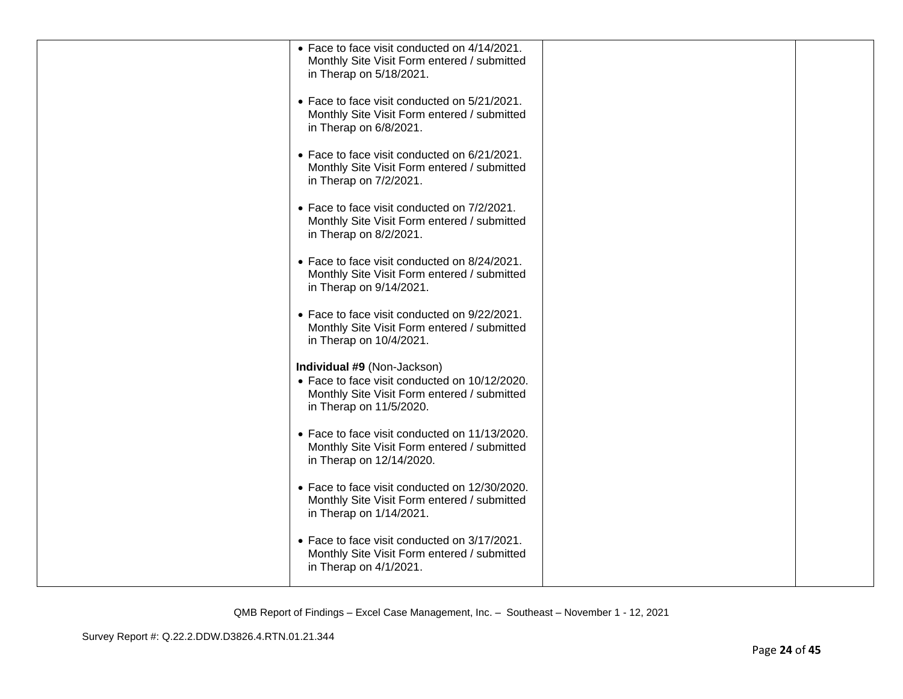| | | | |
|---|---|---|---|
| | • Face to face visit conducted on 4/14/2021. Monthly Site Visit Form entered / submitted in Therap on 5/18/2021.<br><br>• Face to face visit conducted on 5/21/2021. Monthly Site Visit Form entered / submitted in Therap on 6/8/2021.<br><br>• Face to face visit conducted on 6/21/2021. Monthly Site Visit Form entered / submitted in Therap on 7/2/2021.<br><br>• Face to face visit conducted on 7/2/2021. Monthly Site Visit Form entered / submitted in Therap on 8/2/2021.<br><br>• Face to face visit conducted on 8/24/2021. Monthly Site Visit Form entered / submitted in Therap on 9/14/2021.<br><br>• Face to face visit conducted on 9/22/2021. Monthly Site Visit Form entered / submitted in Therap on 10/4/2021.<br><br>**Individual #9** (Non-Jackson)<br>• Face to face visit conducted on 10/12/2020. Monthly Site Visit Form entered / submitted in Therap on 11/5/2020.<br><br>• Face to face visit conducted on 11/13/2020. Monthly Site Visit Form entered / submitted in Therap on 12/14/2020.<br><br>• Face to face visit conducted on 12/30/2020. Monthly Site Visit Form entered / submitted in Therap on 1/14/2021.<br><br>• Face to face visit conducted on 3/17/2021. Monthly Site Visit Form entered / submitted in Therap on 4/1/2021. | | |

QMB Report of Findings – Excel Case Management, Inc. – Southeast – November 1 - 12, 2021

Survey Report #: Q.22.2.DDW.D3826.4.RTN.01.21.344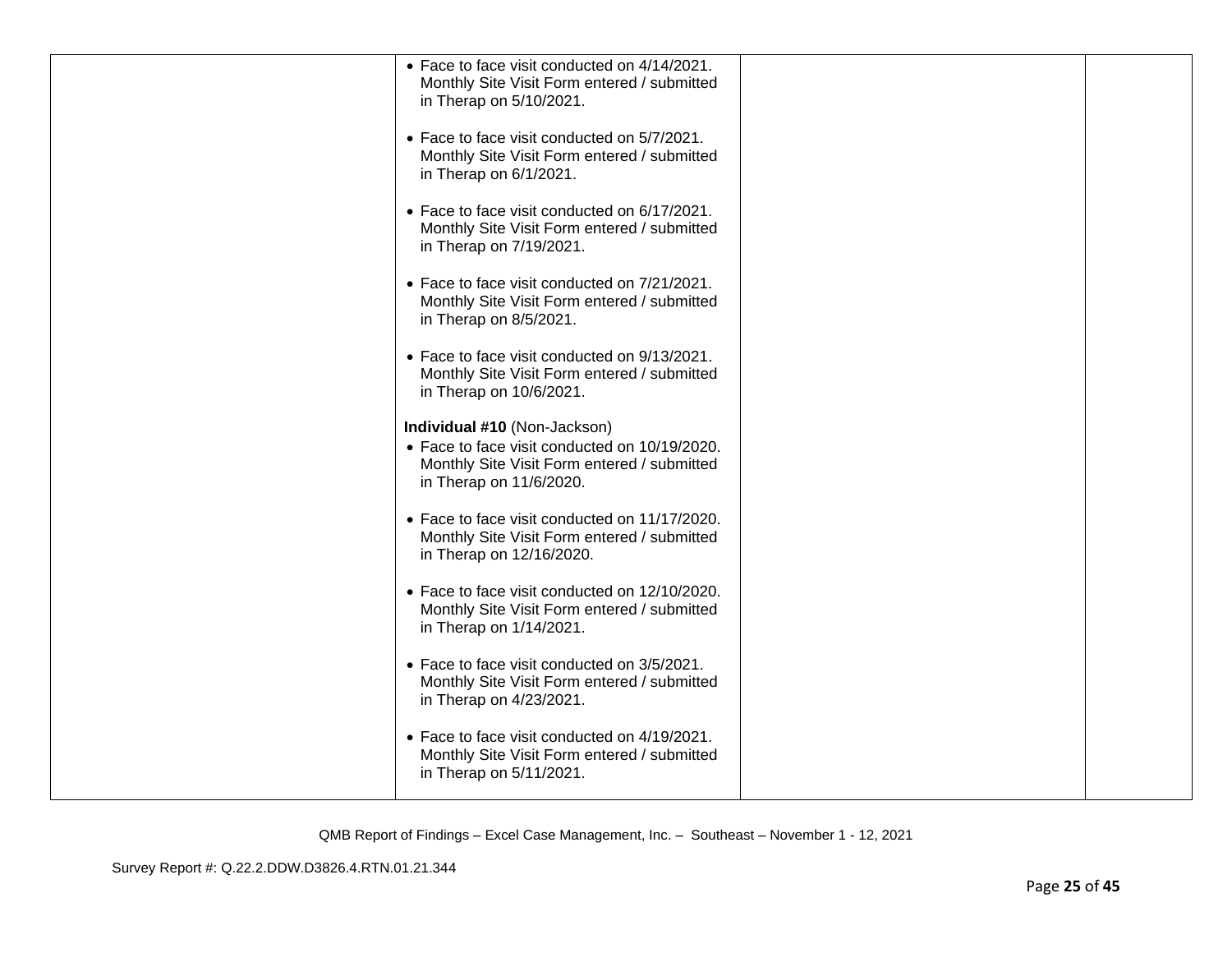| | | | |
|---|---|---|---|
| | • Face to face visit conducted on 4/14/2021. Monthly Site Visit Form entered / submitted in Therap on 5/10/2021.<br><br>• Face to face visit conducted on 5/7/2021. Monthly Site Visit Form entered / submitted in Therap on 6/1/2021.<br><br>• Face to face visit conducted on 6/17/2021. Monthly Site Visit Form entered / submitted in Therap on 7/19/2021.<br><br>• Face to face visit conducted on 7/21/2021. Monthly Site Visit Form entered / submitted in Therap on 8/5/2021.<br><br>• Face to face visit conducted on 9/13/2021. Monthly Site Visit Form entered / submitted in Therap on 10/6/2021.<br><br>**Individual #10** (Non-Jackson)<br>• Face to face visit conducted on 10/19/2020. Monthly Site Visit Form entered / submitted in Therap on 11/6/2020.<br><br>• Face to face visit conducted on 11/17/2020. Monthly Site Visit Form entered / submitted in Therap on 12/16/2020.<br><br>• Face to face visit conducted on 12/10/2020. Monthly Site Visit Form entered / submitted in Therap on 1/14/2021.<br><br>• Face to face visit conducted on 3/5/2021. Monthly Site Visit Form entered / submitted in Therap on 4/23/2021.<br><br>• Face to face visit conducted on 4/19/2021. Monthly Site Visit Form entered / submitted in Therap on 5/11/2021. | | |

QMB Report of Findings – Excel Case Management, Inc. – Southeast – November 1 - 12, 2021

Survey Report #: Q.22.2.DDW.D3826.4.RTN.01.21.344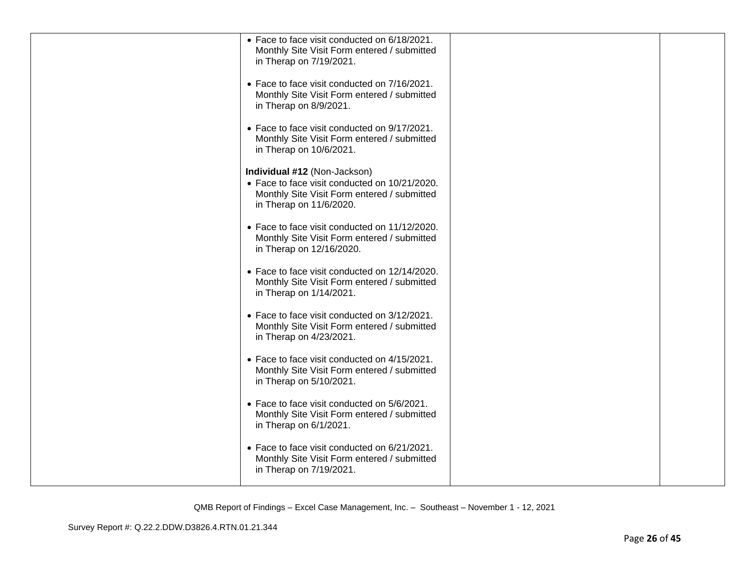| | | | |
|---|---|---|---|
| | • Face to face visit conducted on 6/18/2021. Monthly Site Visit Form entered / submitted in Therap on 7/19/2021.<br><br>• Face to face visit conducted on 7/16/2021. Monthly Site Visit Form entered / submitted in Therap on 8/9/2021.<br><br>• Face to face visit conducted on 9/17/2021. Monthly Site Visit Form entered / submitted in Therap on 10/6/2021.<br><br>**Individual #12** (Non-Jackson)<br>• Face to face visit conducted on 10/21/2020. Monthly Site Visit Form entered / submitted in Therap on 11/6/2020.<br><br>• Face to face visit conducted on 11/12/2020. Monthly Site Visit Form entered / submitted in Therap on 12/16/2020.<br><br>• Face to face visit conducted on 12/14/2020. Monthly Site Visit Form entered / submitted in Therap on 1/14/2021.<br><br>• Face to face visit conducted on 3/12/2021. Monthly Site Visit Form entered / submitted in Therap on 4/23/2021.<br><br>• Face to face visit conducted on 4/15/2021. Monthly Site Visit Form entered / submitted in Therap on 5/10/2021.<br><br>• Face to face visit conducted on 5/6/2021. Monthly Site Visit Form entered / submitted in Therap on 6/1/2021.<br><br>• Face to face visit conducted on 6/21/2021. Monthly Site Visit Form entered / submitted in Therap on 7/19/2021. | | |

QMB Report of Findings – Excel Case Management, Inc. – Southeast – November 1 - 12, 2021

Survey Report #: Q.22.2.DDW.D3826.4.RTN.01.21.344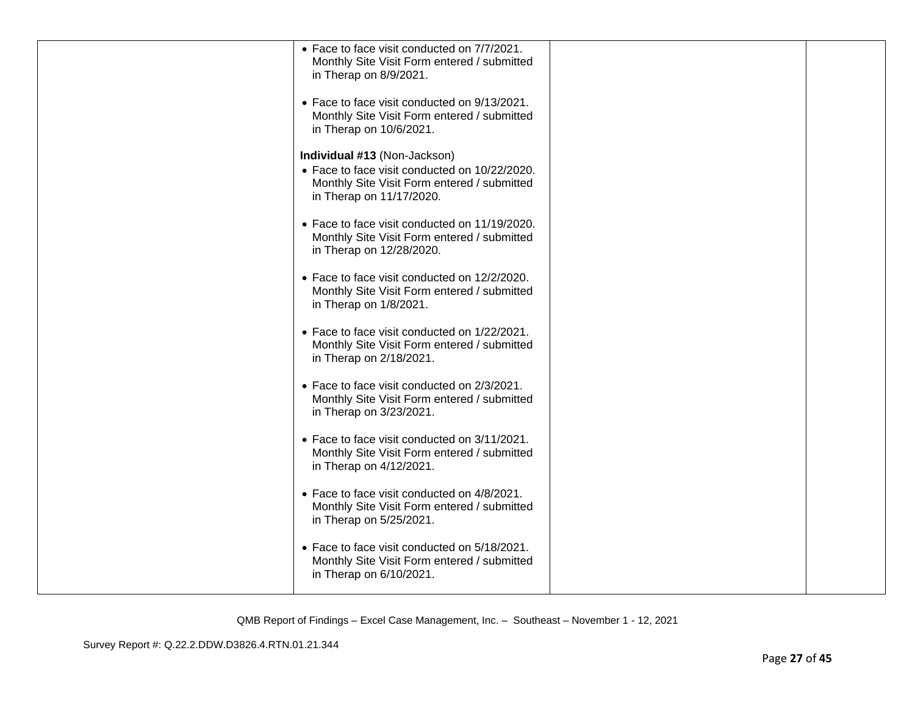| | | | |
|---|---|---|---|
| | • Face to face visit conducted on 7/7/2021. Monthly Site Visit Form entered / submitted in Therap on 8/9/2021.<br><br>• Face to face visit conducted on 9/13/2021. Monthly Site Visit Form entered / submitted in Therap on 10/6/2021.<br><br>**Individual #13** (Non-Jackson)<br>• Face to face visit conducted on 10/22/2020. Monthly Site Visit Form entered / submitted in Therap on 11/17/2020.<br><br>• Face to face visit conducted on 11/19/2020. Monthly Site Visit Form entered / submitted in Therap on 12/28/2020.<br><br>• Face to face visit conducted on 12/2/2020. Monthly Site Visit Form entered / submitted in Therap on 1/8/2021.<br><br>• Face to face visit conducted on 1/22/2021. Monthly Site Visit Form entered / submitted in Therap on 2/18/2021.<br><br>• Face to face visit conducted on 2/3/2021. Monthly Site Visit Form entered / submitted in Therap on 3/23/2021.<br><br>• Face to face visit conducted on 3/11/2021. Monthly Site Visit Form entered / submitted in Therap on 4/12/2021.<br><br>• Face to face visit conducted on 4/8/2021. Monthly Site Visit Form entered / submitted in Therap on 5/25/2021.<br><br>• Face to face visit conducted on 5/18/2021. Monthly Site Visit Form entered / submitted in Therap on 6/10/2021. | | |

QMB Report of Findings – Excel Case Management, Inc. – Southeast – November 1 - 12, 2021

Survey Report #: Q.22.2.DDW.D3826.4.RTN.01.21.344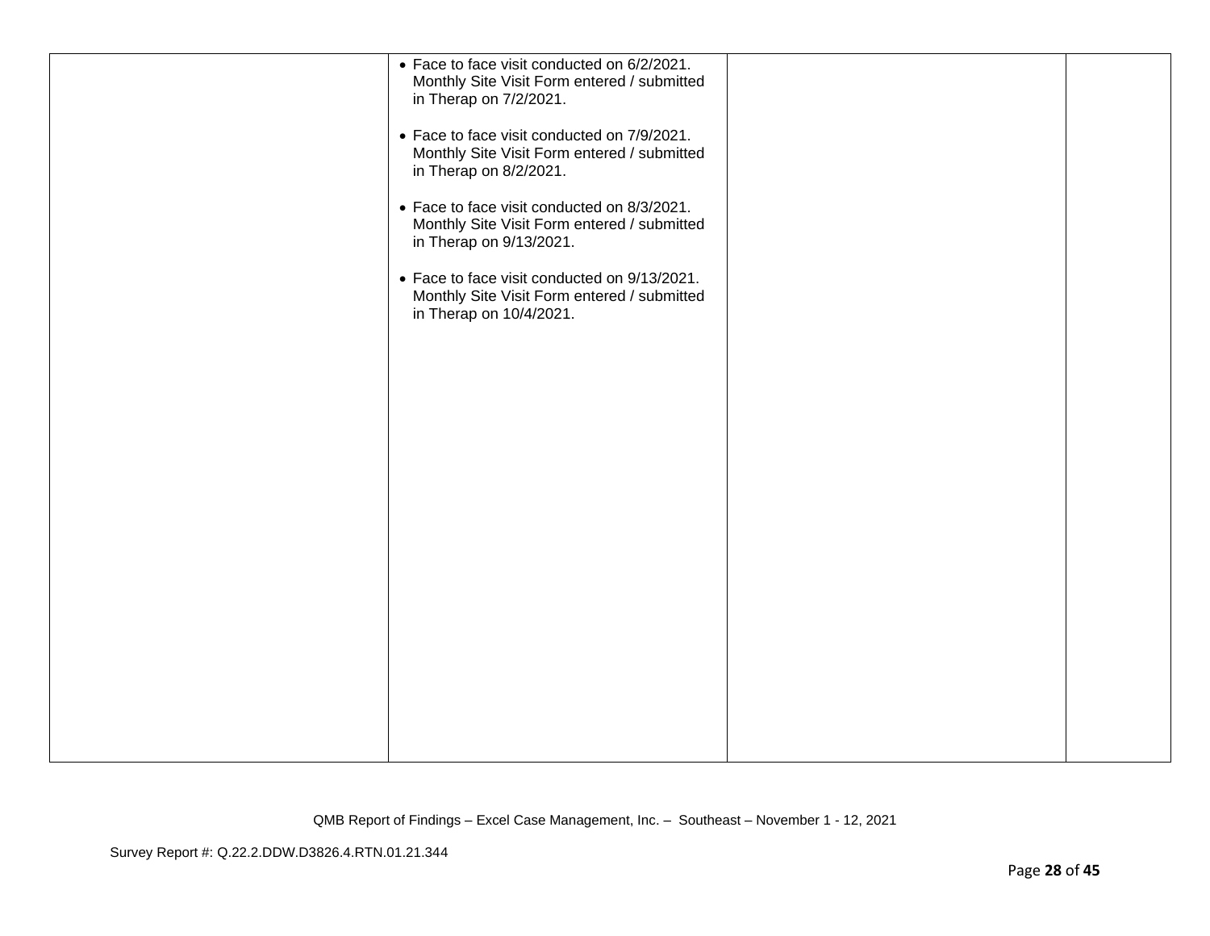| | | | |
|---|---|---|---|
| | • Face to face visit conducted on 6/2/2021. Monthly Site Visit Form entered / submitted in Therap on 7/2/2021.<br><br>• Face to face visit conducted on 7/9/2021. Monthly Site Visit Form entered / submitted in Therap on 8/2/2021.<br><br>• Face to face visit conducted on 8/3/2021. Monthly Site Visit Form entered / submitted in Therap on 9/13/2021.<br><br>• Face to face visit conducted on 9/13/2021. Monthly Site Visit Form entered / submitted in Therap on 10/4/2021. | | |

QMB Report of Findings – Excel Case Management, Inc. – Southeast – November 1 - 12, 2021

Survey Report #: Q.22.2.DDW.D3826.4.RTN.01.21.344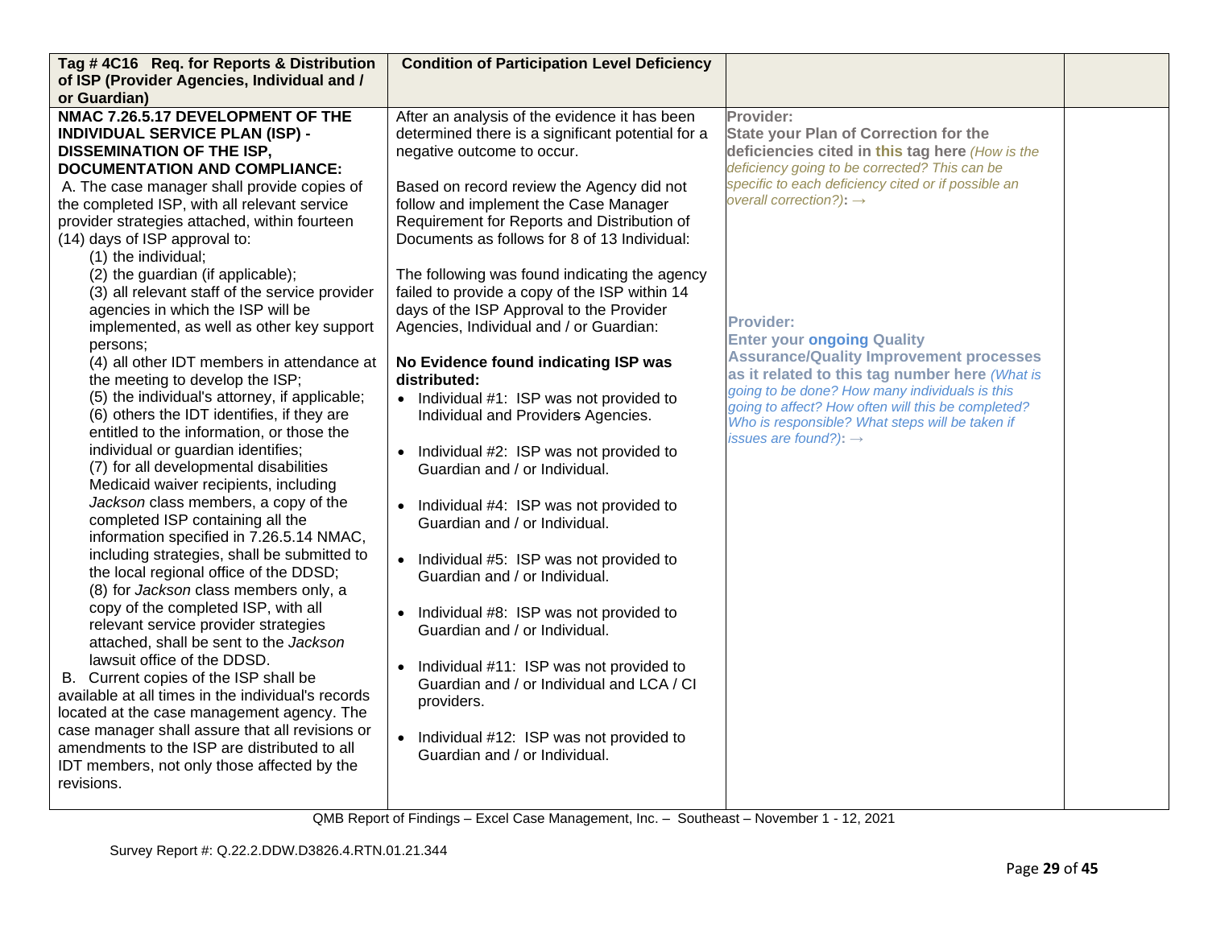| Tag # 4C16 Req. for Reports & Distribution of ISP (Provider Agencies, Individual and / or Guardian) | Condition of Participation Level Deficiency | | |
|---|---|---|---|
| **NMAC 7.26.5.17 DEVELOPMENT OF THE INDIVIDUAL SERVICE PLAN (ISP) - DISSEMINATION OF THE ISP, DOCUMENTATION AND COMPLIANCE:**<br>A. The case manager shall provide copies of the completed ISP, with all relevant service provider strategies attached, within fourteen (14) days of ISP approval to:<br>(1) the individual;<br>(2) the guardian (if applicable);<br>(3) all relevant staff of the service provider agencies in which the ISP will be implemented, as well as other key support persons;<br>(4) all other IDT members in attendance at the meeting to develop the ISP;<br>(5) the individual's attorney, if applicable;<br>(6) others the IDT identifies, if they are entitled to the information, or those the individual or guardian identifies;<br>(7) for all developmental disabilities Medicaid waiver recipients, including *Jackson* class members, a copy of the completed ISP containing all the information specified in 7.26.5.14 NMAC, including strategies, shall be submitted to the local regional office of the DDSD;<br>(8) for *Jackson* class members only, a copy of the completed ISP, with all relevant service provider strategies attached, shall be sent to the *Jackson* lawsuit office of the DDSD.<br>B. Current copies of the ISP shall be available at all times in the individual's records located at the case management agency. The case manager shall assure that all revisions or amendments to the ISP are distributed to all IDT members, not only those affected by the revisions. | After an analysis of the evidence it has been determined there is a significant potential for a negative outcome to occur.<br><br>Based on record review the Agency did not follow and implement the Case Manager Requirement for Reports and Distribution of Documents as follows for 8 of 13 Individual:<br><br>The following was found indicating the agency failed to provide a copy of the ISP within 14 days of the ISP Approval to the Provider Agencies, Individual and / or Guardian:<br><br>**No Evidence found indicating ISP was distributed:**<br>• Individual #1: ISP was not provided to Individual and Providers Agencies.<br>• Individual #2: ISP was not provided to Guardian and / or Individual.<br>• Individual #4: ISP was not provided to Guardian and / or Individual.<br>• Individual #5: ISP was not provided to Guardian and / or Individual.<br>• Individual #8: ISP was not provided to Guardian and / or Individual.<br>• Individual #11: ISP was not provided to Guardian and / or Individual and LCA / CI providers.<br>• Individual #12: ISP was not provided to Guardian and / or Individual. | **Provider:**<br>**State your Plan of Correction for the deficiencies cited in this tag here** *(How is the deficiency going to be corrected? This can be specific to each deficiency cited or if possible an overall correction?)*: →<br><br>**Provider:**<br>**Enter your ongoing Quality Assurance/Quality Improvement processes as it related to this tag number here** *(What is going to be done? How many individuals is this going to affect? How often will this be completed? Who is responsible? What steps will be taken if issues are found?)*: → | |

QMB Report of Findings – Excel Case Management, Inc. – Southeast – November 1 - 12, 2021

Survey Report #: Q.22.2.DDW.D3826.4.RTN.01.21.344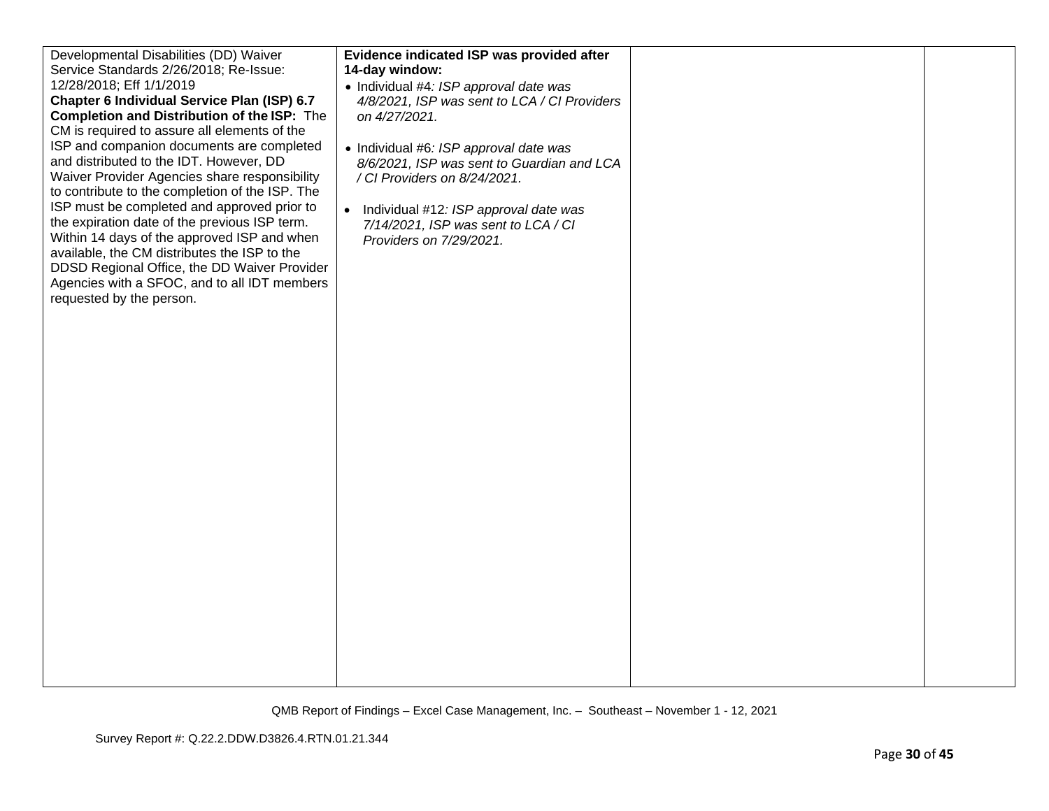| | | | |
|---|---|---|---|
| Developmental Disabilities (DD) Waiver Service Standards 2/26/2018; Re-Issue: 12/28/2018; Eff 1/1/2019<br>**Chapter 6 Individual Service Plan (ISP) 6.7 Completion and Distribution of the ISP:** The CM is required to assure all elements of the ISP and companion documents are completed and distributed to the IDT. However, DD Waiver Provider Agencies share responsibility to contribute to the completion of the ISP. The ISP must be completed and approved prior to the expiration date of the previous ISP term. Within 14 days of the approved ISP and when available, the CM distributes the ISP to the DDSD Regional Office, the DD Waiver Provider Agencies with a SFOC, and to all IDT members requested by the person. | **Evidence indicated ISP was provided after 14-day window:**<br>• Individual #4*: ISP approval date was 4/8/2021, ISP was sent to LCA / CI Providers on 4/27/2021.*<br><br>• Individual #6*: ISP approval date was 8/6/2021, ISP was sent to Guardian and LCA / CI Providers on 8/24/2021.*<br><br>• Individual #12*: ISP approval date was 7/14/2021, ISP was sent to LCA / CI Providers on 7/29/2021.* | | |

QMB Report of Findings – Excel Case Management, Inc. – Southeast – November 1 - 12, 2021

Survey Report #: Q.22.2.DDW.D3826.4.RTN.01.21.344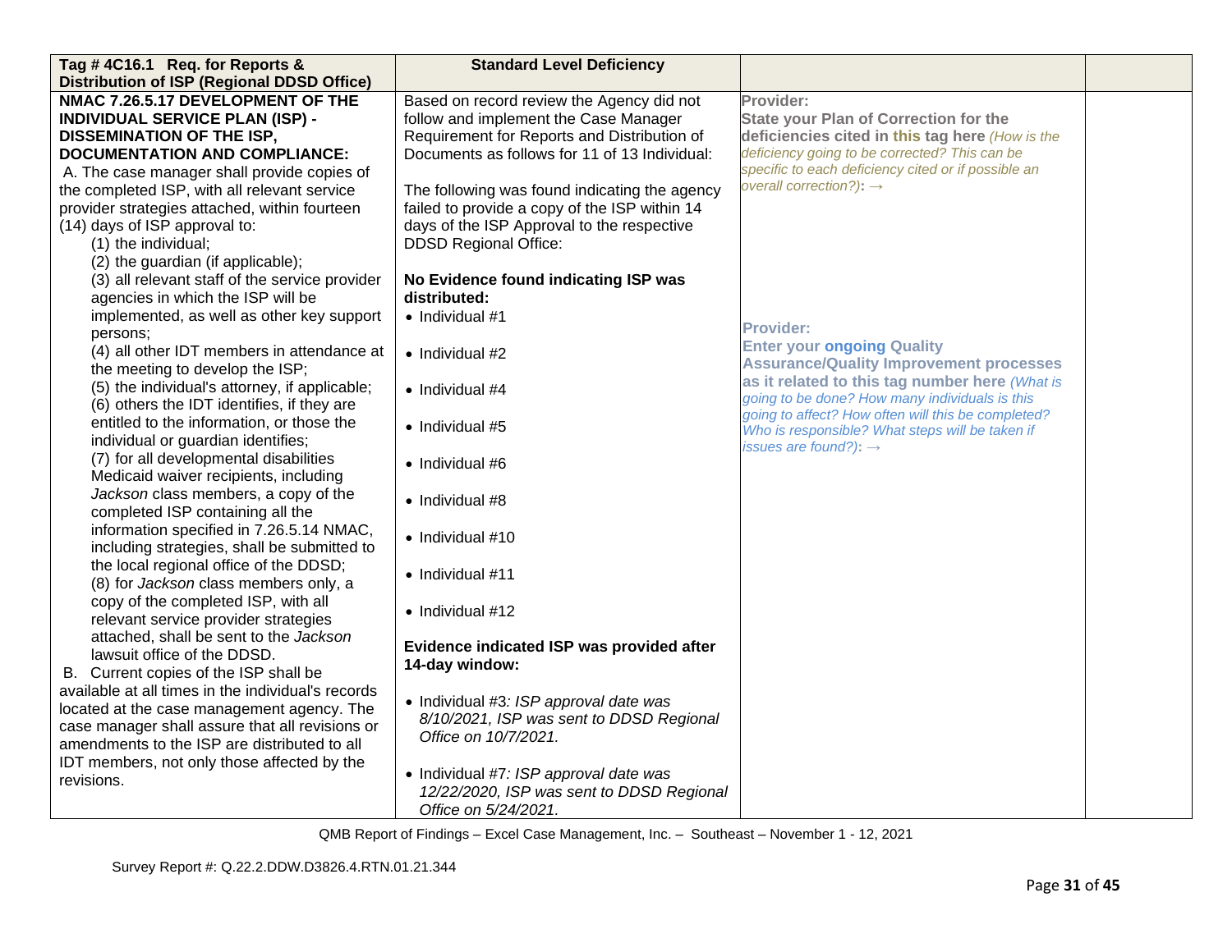| Tag # 4C16.1 Req. for Reports & Distribution of ISP (Regional DDSD Office) | Standard Level Deficiency | | |
|---|---|---|---|
| **NMAC 7.26.5.17 DEVELOPMENT OF THE INDIVIDUAL SERVICE PLAN (ISP) - DISSEMINATION OF THE ISP, DOCUMENTATION AND COMPLIANCE:**<br>A. The case manager shall provide copies of the completed ISP, with all relevant service provider strategies attached, within fourteen (14) days of ISP approval to:<br>(1) the individual;<br>(2) the guardian (if applicable);<br>(3) all relevant staff of the service provider agencies in which the ISP will be implemented, as well as other key support persons;<br>(4) all other IDT members in attendance at the meeting to develop the ISP;<br>(5) the individual's attorney, if applicable;<br>(6) others the IDT identifies, if they are entitled to the information, or those the individual or guardian identifies;<br>(7) for all developmental disabilities Medicaid waiver recipients, including *Jackson* class members, a copy of the completed ISP containing all the information specified in 7.26.5.14 NMAC, including strategies, shall be submitted to the local regional office of the DDSD;<br>(8) for *Jackson* class members only, a copy of the completed ISP, with all relevant service provider strategies attached, shall be sent to the *Jackson* lawsuit office of the DDSD.<br>B. Current copies of the ISP shall be available at all times in the individual's records located at the case management agency. The case manager shall assure that all revisions or amendments to the ISP are distributed to all IDT members, not only those affected by the revisions. | Based on record review the Agency did not follow and implement the Case Manager Requirement for Reports and Distribution of Documents as follows for 11 of 13 Individual:<br><br>The following was found indicating the agency failed to provide a copy of the ISP within 14 days of the ISP Approval to the respective DDSD Regional Office:<br><br>**No Evidence found indicating ISP was distributed:**<br>• Individual #1<br>• Individual #2<br>• Individual #4<br>• Individual #5<br>• Individual #6<br>• Individual #8<br>• Individual #10<br>• Individual #11<br>• Individual #12<br><br>**Evidence indicated ISP was provided after 14-day window:**<br><br>• Individual #3*: ISP approval date was 8/10/2021, ISP was sent to DDSD Regional Office on 10/7/2021.*<br><br>• Individual #7*: ISP approval date was 12/22/2020, ISP was sent to DDSD Regional Office on 5/24/2021.* | **Provider:**<br>**State your Plan of Correction for the deficiencies cited in this tag here** *(How is the deficiency going to be corrected? This can be specific to each deficiency cited or if possible an overall correction?)*: →<br><br>**Provider:**<br>**Enter your ongoing Quality Assurance/Quality Improvement processes as it related to this tag number here** *(What is going to be done? How many individuals is this going to affect? How often will this be completed? Who is responsible? What steps will be taken if issues are found?)*: → | |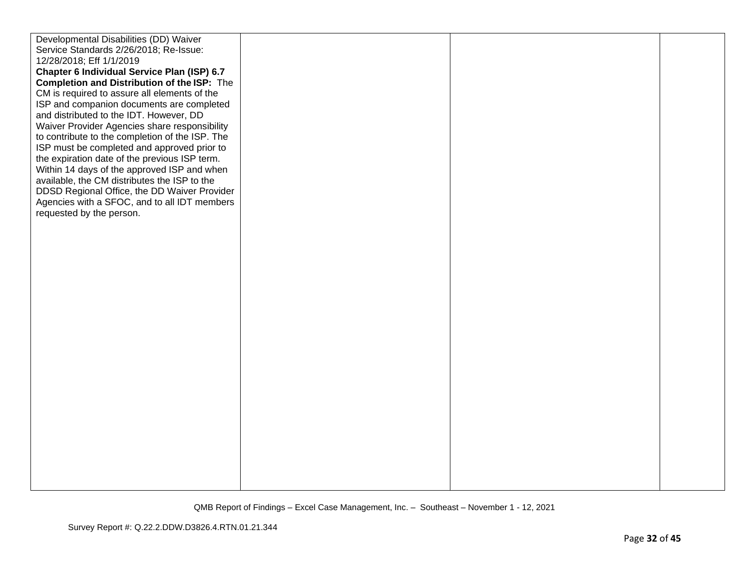| | | | |
|---|---|---|---|
| Developmental Disabilities (DD) Waiver Service Standards 2/26/2018; Re-Issue: 12/28/2018; Eff 1/1/2019<br>**Chapter 6 Individual Service Plan (ISP) 6.7 Completion and Distribution of the ISP:** The CM is required to assure all elements of the ISP and companion documents are completed and distributed to the IDT. However, DD Waiver Provider Agencies share responsibility to contribute to the completion of the ISP. The ISP must be completed and approved prior to the expiration date of the previous ISP term. Within 14 days of the approved ISP and when available, the CM distributes the ISP to the DDSD Regional Office, the DD Waiver Provider Agencies with a SFOC, and to all IDT members requested by the person. | | | |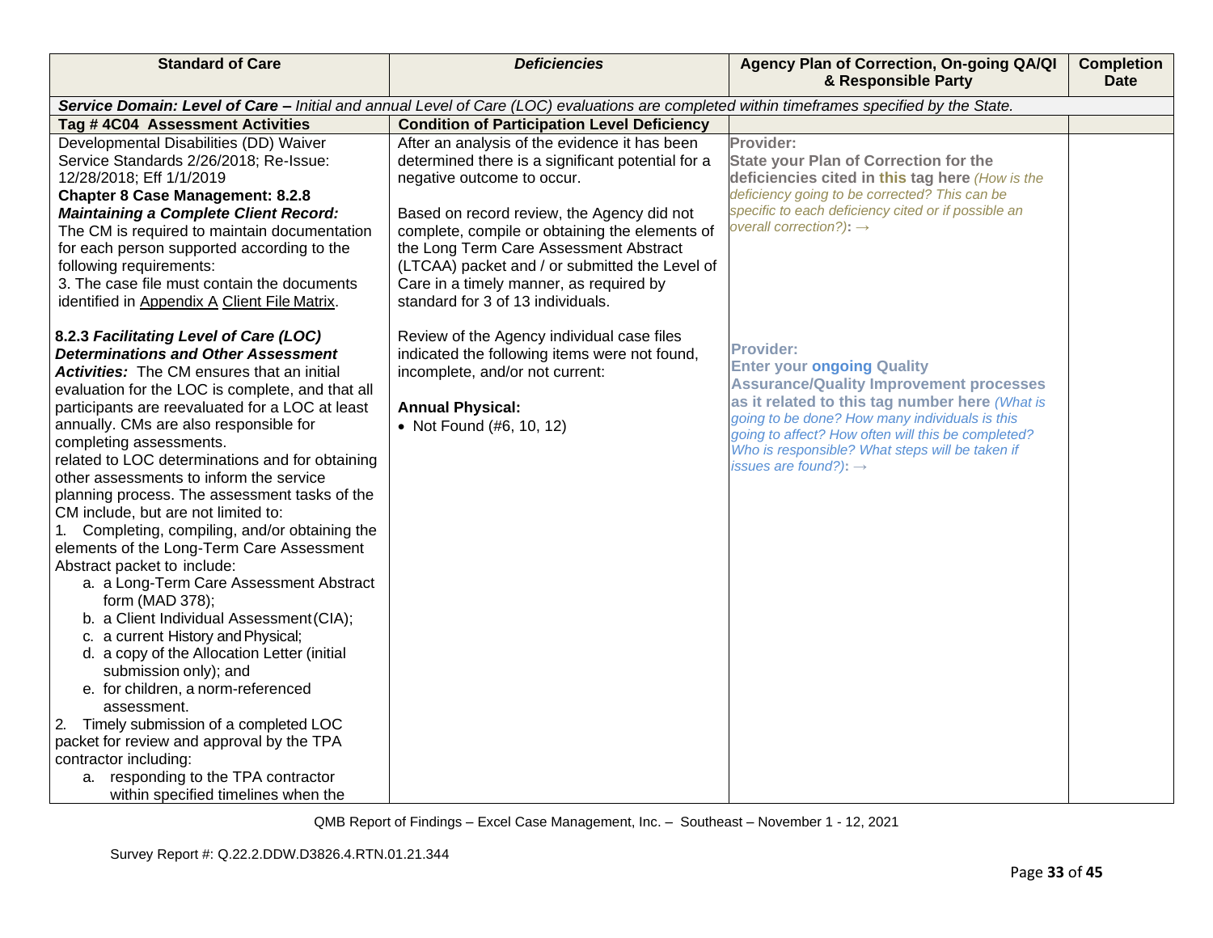| Standard of Care | *Deficiencies* | Agency Plan of Correction, On-going QA/QI & Responsible Party | Completion Date |
|---|---|---|---|
| ***Service Domain: Level of Care –*** *Initial and annual Level of Care (LOC) evaluations are completed within timeframes specified by the State.* | | | |
| **Tag # 4C04 Assessment Activities** | **Condition of Participation Level Deficiency** | | |
| Developmental Disabilities (DD) Waiver Service Standards 2/26/2018; Re-Issue: 12/28/2018; Eff 1/1/2019<br>**Chapter 8 Case Management: 8.2.8** ***Maintaining a Complete Client Record:*** The CM is required to maintain documentation for each person supported according to the following requirements:<br>3. The case file must contain the documents identified in Appendix A Client File Matrix.<br><br>**8.2.3** ***Facilitating Level of Care (LOC) Determinations and Other Assessment Activities:*** The CM ensures that an initial evaluation for the LOC is complete, and that all participants are reevaluated for a LOC at least annually. CMs are also responsible for completing assessments.<br>related to LOC determinations and for obtaining other assessments to inform the service planning process. The assessment tasks of the CM include, but are not limited to:<br>1. Completing, compiling, and/or obtaining the elements of the Long-Term Care Assessment Abstract packet to include:<br>a. a Long-Term Care Assessment Abstract form (MAD 378);<br>b. a Client Individual Assessment (CIA);<br>c. a current History and Physical;<br>d. a copy of the Allocation Letter (initial submission only); and<br>e. for children, a norm-referenced assessment.<br>2. Timely submission of a completed LOC packet for review and approval by the TPA contractor including:<br>a. responding to the TPA contractor within specified timelines when the | After an analysis of the evidence it has been determined there is a significant potential for a negative outcome to occur.<br><br>Based on record review, the Agency did not complete, compile or obtaining the elements of the Long Term Care Assessment Abstract (LTCAA) packet and / or submitted the Level of Care in a timely manner, as required by standard for 3 of 13 individuals.<br><br>Review of the Agency individual case files indicated the following items were not found, incomplete, and/or not current:<br><br>**Annual Physical:**<br>• Not Found (#6, 10, 12) | **Provider:**<br>**State your Plan of Correction for the deficiencies cited in this tag here** *(How is the deficiency going to be corrected? This can be specific to each deficiency cited or if possible an overall correction?)*: →<br><br>**Provider:**<br>**Enter your ongoing Quality Assurance/Quality Improvement processes as it related to this tag number here** *(What is going to be done? How many individuals is this going to affect? How often will this be completed? Who is responsible? What steps will be taken if issues are found?)*: → | |

QMB Report of Findings – Excel Case Management, Inc. – Southeast – November 1 - 12, 2021

Survey Report #: Q.22.2.DDW.D3826.4.RTN.01.21.344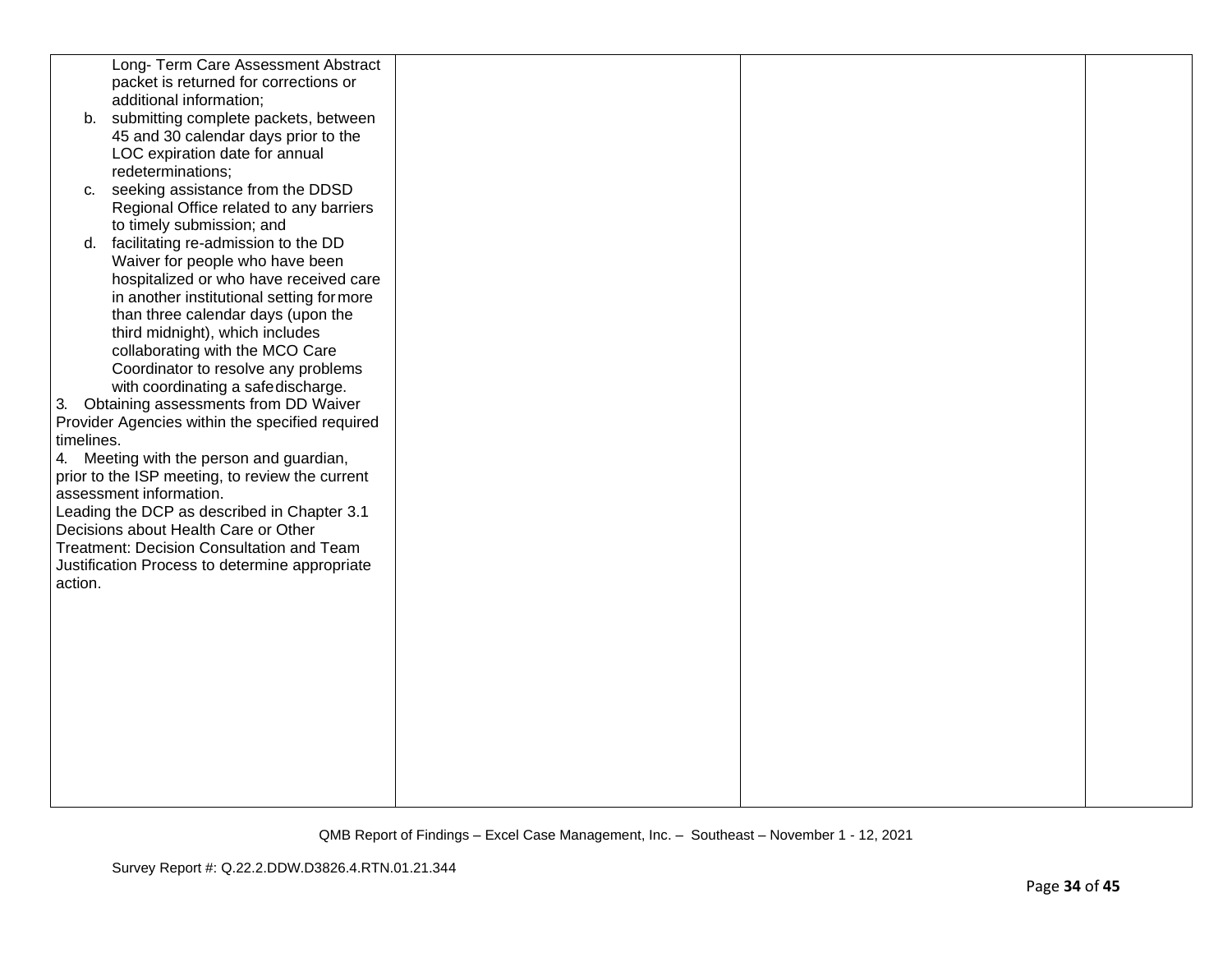| | | | |
|---|---|---|---|
| Long- Term Care Assessment Abstract packet is returned for corrections or additional information;<br>b. submitting complete packets, between 45 and 30 calendar days prior to the LOC expiration date for annual redeterminations;<br>c. seeking assistance from the DDSD Regional Office related to any barriers to timely submission; and<br>d. facilitating re-admission to the DD Waiver for people who have been hospitalized or who have received care in another institutional setting for more than three calendar days (upon the third midnight), which includes collaborating with the MCO Care Coordinator to resolve any problems with coordinating a safe discharge.<br>3. Obtaining assessments from DD Waiver Provider Agencies within the specified required timelines.<br>4. Meeting with the person and guardian, prior to the ISP meeting, to review the current assessment information.<br>Leading the DCP as described in Chapter 3.1 Decisions about Health Care or Other Treatment: Decision Consultation and Team Justification Process to determine appropriate action. | | | |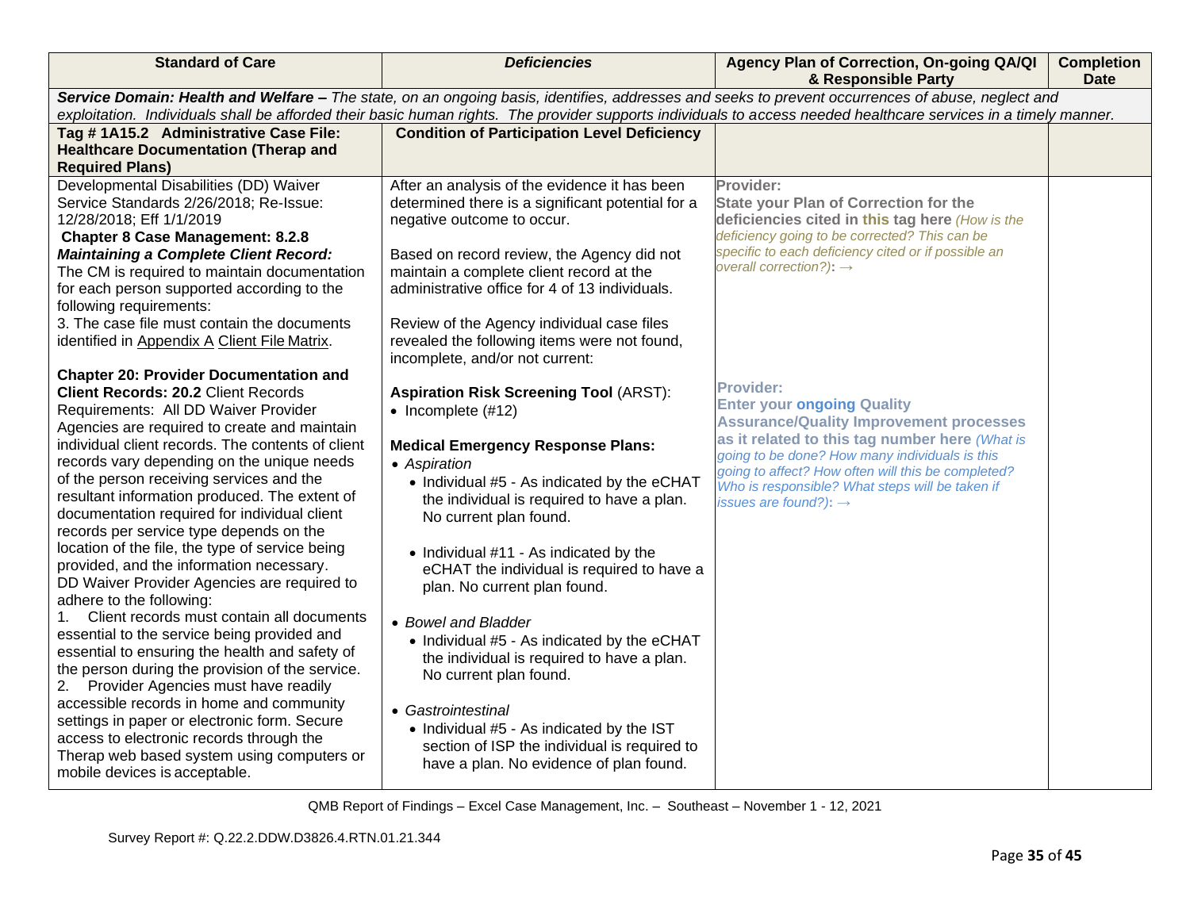| Standard of Care | *Deficiencies* | Agency Plan of Correction, On-going QA/QI & Responsible Party | Completion Date |
|---|---|---|---|
| ***Service Domain: Health and Welfare –*** *The state, on an ongoing basis, identifies, addresses and seeks to prevent occurrences of abuse, neglect and exploitation. Individuals shall be afforded their basic human rights. The provider supports individuals to access needed healthcare services in a timely manner.* | | | |
| **Tag # 1A15.2 Administrative Case File: Healthcare Documentation (Therap and Required Plans)** | **Condition of Participation Level Deficiency** | | |
| Developmental Disabilities (DD) Waiver Service Standards 2/26/2018; Re-Issue: 12/28/2018; Eff 1/1/2019<br>**Chapter 8 Case Management: 8.2.8 *Maintaining a Complete Client Record:*** The CM is required to maintain documentation for each person supported according to the following requirements:<br>3. The case file must contain the documents identified in Appendix A Client File Matrix.<br><br>**Chapter 20: Provider Documentation and Client Records: 20.2** Client Records Requirements: All DD Waiver Provider Agencies are required to create and maintain individual client records. The contents of client records vary depending on the unique needs of the person receiving services and the resultant information produced. The extent of documentation required for individual client records per service type depends on the location of the file, the type of service being provided, and the information necessary.<br>DD Waiver Provider Agencies are required to adhere to the following:<br>1. Client records must contain all documents essential to the service being provided and essential to ensuring the health and safety of the person during the provision of the service.<br>2. Provider Agencies must have readily accessible records in home and community settings in paper or electronic form. Secure access to electronic records through the Therap web based system using computers or mobile devices is acceptable. | After an analysis of the evidence it has been determined there is a significant potential for a negative outcome to occur.<br><br>Based on record review, the Agency did not maintain a complete client record at the administrative office for 4 of 13 individuals.<br><br>Review of the Agency individual case files revealed the following items were not found, incomplete, and/or not current:<br><br>**Aspiration Risk Screening Tool** (ARST):<br>• Incomplete (#12)<br><br>**Medical Emergency Response Plans:**<br>• *Aspiration*<br>• Individual #5 - As indicated by the eCHAT the individual is required to have a plan. No current plan found.<br><br>• Individual #11 - As indicated by the eCHAT the individual is required to have a plan. No current plan found.<br><br>• *Bowel and Bladder*<br>• Individual #5 - As indicated by the eCHAT the individual is required to have a plan. No current plan found.<br><br>• *Gastrointestinal*<br>• Individual #5 - As indicated by the IST section of ISP the individual is required to have a plan. No evidence of plan found. | Provider:<br>**State your Plan of Correction for the deficiencies cited in this tag here** *(How is the deficiency going to be corrected? This can be specific to each deficiency cited or if possible an overall correction?)*: →<br><br>Provider:<br>**Enter your ongoing Quality Assurance/Quality Improvement processes as it related to this tag number here** *(What is going to be done? How many individuals is this going to affect? How often will this be completed? Who is responsible? What steps will be taken if issues are found?)*: → | |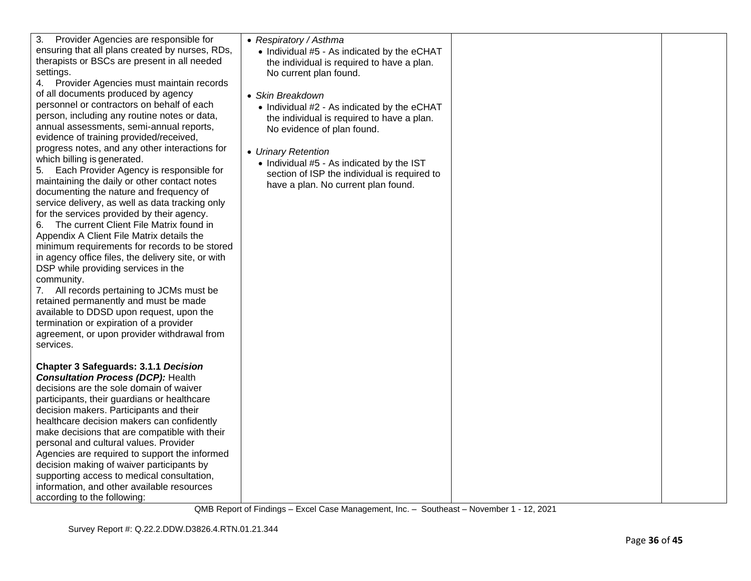| | | | |
|---|---|---|---|
| 3. Provider Agencies are responsible for ensuring that all plans created by nurses, RDs, therapists or BSCs are present in all needed settings.<br>4. Provider Agencies must maintain records of all documents produced by agency personnel or contractors on behalf of each person, including any routine notes or data, annual assessments, semi-annual reports, evidence of training provided/received, progress notes, and any other interactions for which billing is generated.<br>5. Each Provider Agency is responsible for maintaining the daily or other contact notes documenting the nature and frequency of service delivery, as well as data tracking only for the services provided by their agency.<br>6. The current Client File Matrix found in Appendix A Client File Matrix details the minimum requirements for records to be stored in agency office files, the delivery site, or with DSP while providing services in the community.<br>7. All records pertaining to JCMs must be retained permanently and must be made available to DDSD upon request, upon the termination or expiration of a provider agreement, or upon provider withdrawal from services.<br><br>**Chapter 3 Safeguards: 3.1.1 *Decision Consultation Process (DCP):*** Health decisions are the sole domain of waiver participants, their guardians or healthcare decision makers. Participants and their healthcare decision makers can confidently make decisions that are compatible with their personal and cultural values. Provider Agencies are required to support the informed decision making of waiver participants by supporting access to medical consultation, information, and other available resources according to the following: | • *Respiratory / Asthma*<br>  • Individual #5 - As indicated by the eCHAT the individual is required to have a plan. No current plan found.<br><br>• *Skin Breakdown*<br>  • Individual #2 - As indicated by the eCHAT the individual is required to have a plan. No evidence of plan found.<br><br>• *Urinary Retention*<br>  • Individual #5 - As indicated by the IST section of ISP the individual is required to have a plan. No current plan found. | | |

QMB Report of Findings – Excel Case Management, Inc. – Southeast – November 1 - 12, 2021

Survey Report #: Q.22.2.DDW.D3826.4.RTN.01.21.344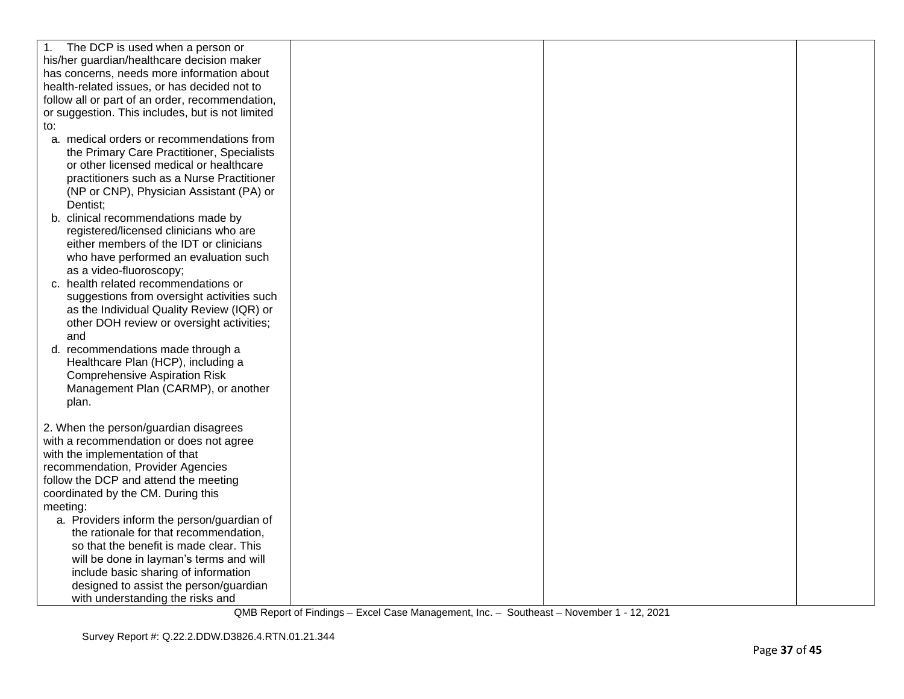| | | | |
|---|---|---|---|
| 1. The DCP is used when a person or his/her guardian/healthcare decision maker has concerns, needs more information about health-related issues, or has decided not to follow all or part of an order, recommendation, or suggestion. This includes, but is not limited to:<br>a. medical orders or recommendations from the Primary Care Practitioner, Specialists or other licensed medical or healthcare practitioners such as a Nurse Practitioner (NP or CNP), Physician Assistant (PA) or Dentist;<br>b. clinical recommendations made by registered/licensed clinicians who are either members of the IDT or clinicians who have performed an evaluation such as a video-fluoroscopy;<br>c. health related recommendations or suggestions from oversight activities such as the Individual Quality Review (IQR) or other DOH review or oversight activities; and<br>d. recommendations made through a Healthcare Plan (HCP), including a Comprehensive Aspiration Risk Management Plan (CARMP), or another plan.<br><br>2. When the person/guardian disagrees with a recommendation or does not agree with the implementation of that recommendation, Provider Agencies follow the DCP and attend the meeting coordinated by the CM. During this meeting:<br>a. Providers inform the person/guardian of the rationale for that recommendation, so that the benefit is made clear. This will be done in layman's terms and will include basic sharing of information designed to assist the person/guardian with understanding the risks and | | | |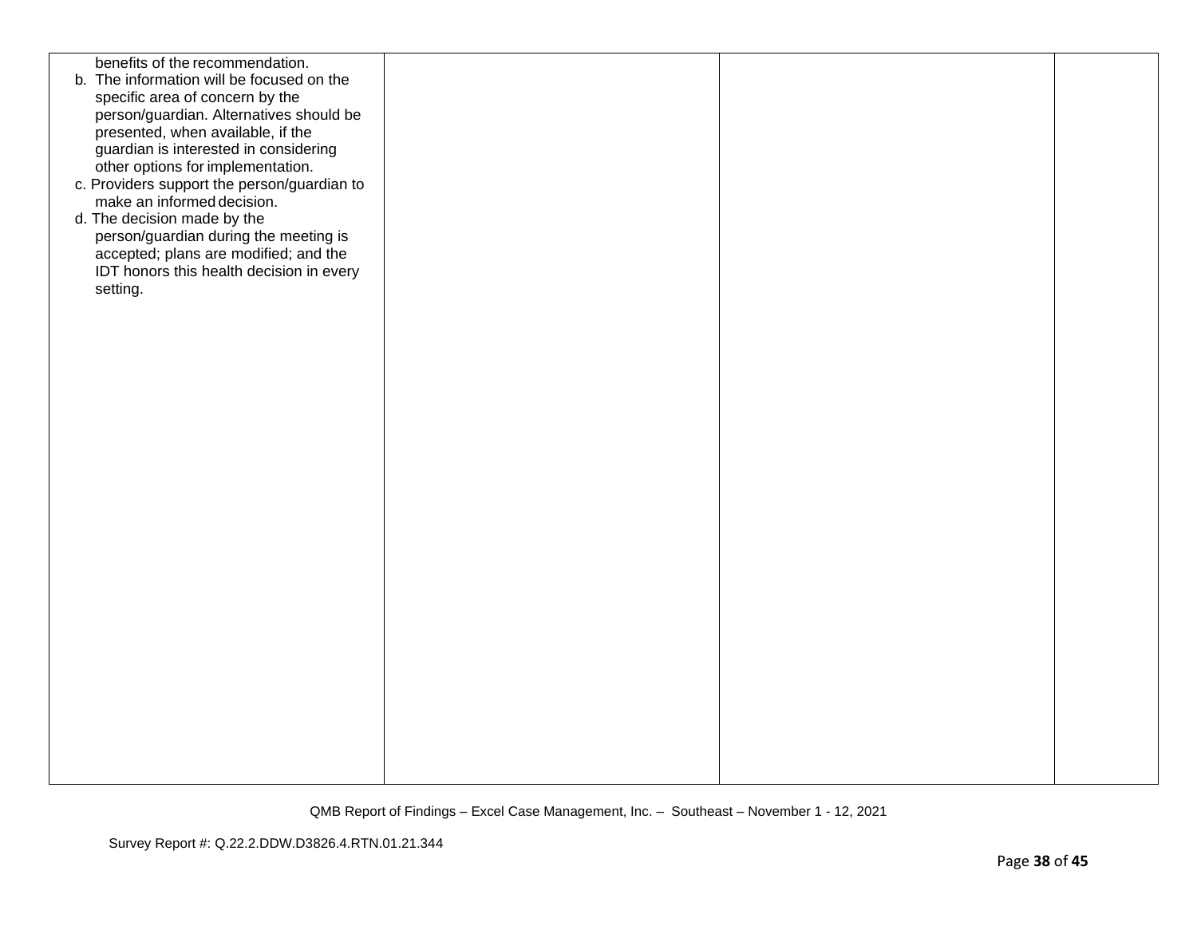| | | | |
|---|---|---|---|
| benefits of the recommendation.<br>b. The information will be focused on the specific area of concern by the person/guardian. Alternatives should be presented, when available, if the guardian is interested in considering other options for implementation.<br>c. Providers support the person/guardian to make an informed decision.<br>d. The decision made by the person/guardian during the meeting is accepted; plans are modified; and the IDT honors this health decision in every setting. | | | |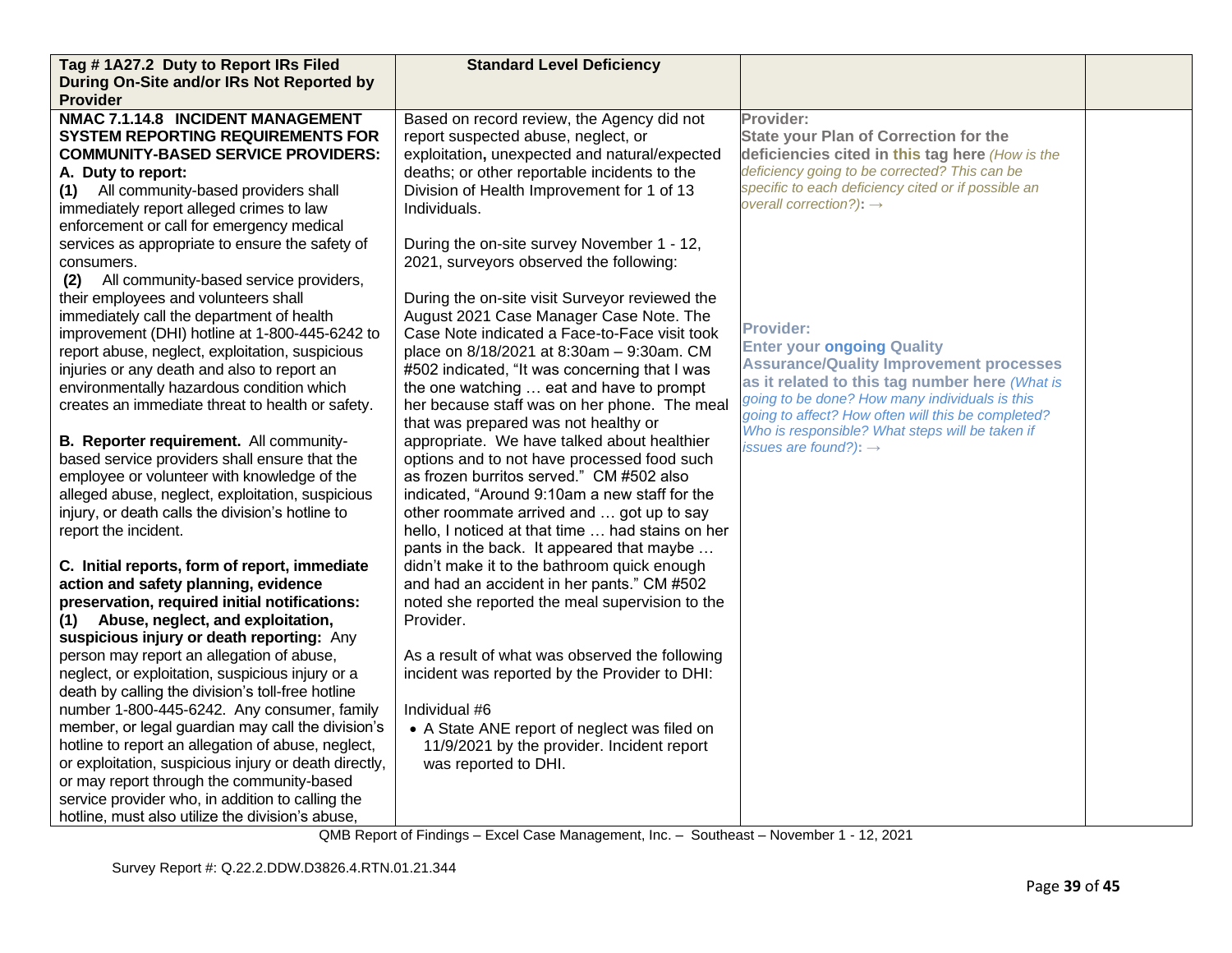| Tag # 1A27.2 Duty to Report IRs Filed During On-Site and/or IRs Not Reported by Provider | Standard Level Deficiency | | |
|---|---|---|---|
| **NMAC 7.1.14.8 INCIDENT MANAGEMENT SYSTEM REPORTING REQUIREMENTS FOR COMMUNITY-BASED SERVICE PROVIDERS:**<br>**A. Duty to report:**<br>**(1)** All community-based providers shall immediately report alleged crimes to law enforcement or call for emergency medical services as appropriate to ensure the safety of consumers.<br>**(2)** All community-based service providers, their employees and volunteers shall immediately call the department of health improvement (DHI) hotline at 1-800-445-6242 to report abuse, neglect, exploitation, suspicious injuries or any death and also to report an environmentally hazardous condition which creates an immediate threat to health or safety.<br><br>**B. Reporter requirement.** All community-based service providers shall ensure that the employee or volunteer with knowledge of the alleged abuse, neglect, exploitation, suspicious injury, or death calls the division's hotline to report the incident.<br><br>**C. Initial reports, form of report, immediate action and safety planning, evidence preservation, required initial notifications:**<br>**(1) Abuse, neglect, and exploitation, suspicious injury or death reporting:** Any person may report an allegation of abuse, neglect, or exploitation, suspicious injury or a death by calling the division's toll-free hotline number 1-800-445-6242. Any consumer, family member, or legal guardian may call the division's hotline to report an allegation of abuse, neglect, or exploitation, suspicious injury or death directly, or may report through the community-based service provider who, in addition to calling the hotline, must also utilize the division's abuse, | Based on record review, the Agency did not report suspected abuse, neglect, or exploitation**,** unexpected and natural/expected deaths; or other reportable incidents to the Division of Health Improvement for 1 of 13 Individuals.<br><br>During the on-site survey November 1 - 12, 2021, surveyors observed the following:<br><br>During the on-site visit Surveyor reviewed the August 2021 Case Manager Case Note. The Case Note indicated a Face-to-Face visit took place on 8/18/2021 at 8:30am – 9:30am. CM #502 indicated, "It was concerning that I was the one watching … eat and have to prompt her because staff was on her phone. The meal that was prepared was not healthy or appropriate. We have talked about healthier options and to not have processed food such as frozen burritos served." CM #502 also indicated, "Around 9:10am a new staff for the other roommate arrived and … got up to say hello, I noticed at that time … had stains on her pants in the back. It appeared that maybe … didn't make it to the bathroom quick enough and had an accident in her pants." CM #502 noted she reported the meal supervision to the Provider.<br><br>As a result of what was observed the following incident was reported by the Provider to DHI:<br><br>Individual #6<br>• A State ANE report of neglect was filed on 11/9/2021 by the provider. Incident report was reported to DHI. | **Provider:**<br>**State your Plan of Correction for the deficiencies cited in this tag here** *(How is the deficiency going to be corrected? This can be specific to each deficiency cited or if possible an overall correction?)*: →<br><br><br><br><br>**Provider:**<br>**Enter your ongoing Quality Assurance/Quality Improvement processes as it related to this tag number here** *(What is going to be done? How many individuals is this going to affect? How often will this be completed? Who is responsible? What steps will be taken if issues are found?)*: → | |

QMB Report of Findings – Excel Case Management, Inc. – Southeast – November 1 - 12, 2021

Survey Report #: Q.22.2.DDW.D3826.4.RTN.01.21.344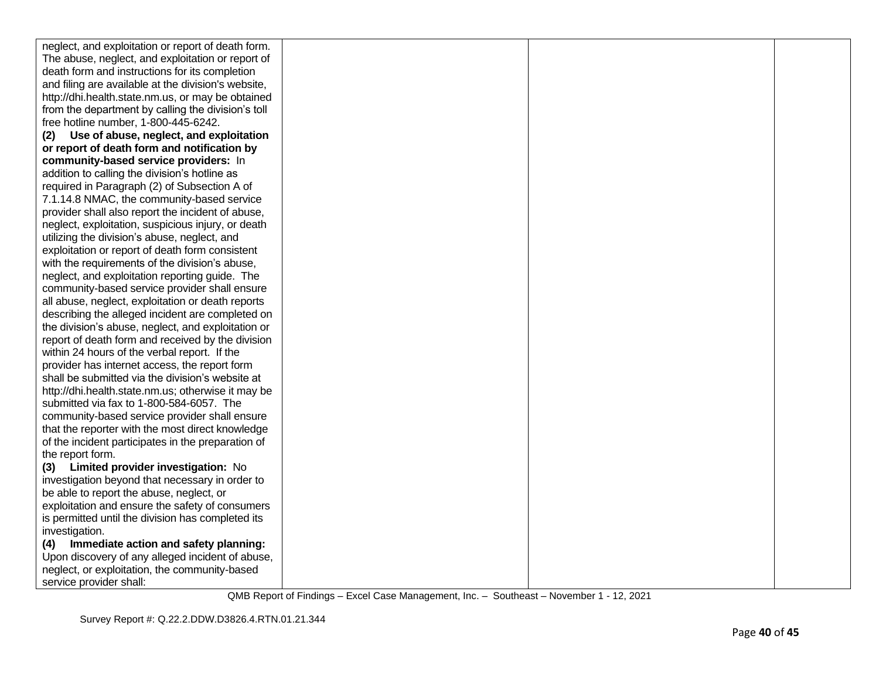| | | | |
|---|---|---|---|
| neglect, and exploitation or report of death form. The abuse, neglect, and exploitation or report of death form and instructions for its completion and filing are available at the division's website, http://dhi.health.state.nm.us, or may be obtained from the department by calling the division's toll free hotline number, 1-800-445-6242.<br>**(2) Use of abuse, neglect, and exploitation or report of death form and notification by community-based service providers:** In addition to calling the division's hotline as required in Paragraph (2) of Subsection A of 7.1.14.8 NMAC, the community-based service provider shall also report the incident of abuse, neglect, exploitation, suspicious injury, or death utilizing the division's abuse, neglect, and exploitation or report of death form consistent with the requirements of the division's abuse, neglect, and exploitation reporting guide. The community-based service provider shall ensure all abuse, neglect, exploitation or death reports describing the alleged incident are completed on the division's abuse, neglect, and exploitation or report of death form and received by the division within 24 hours of the verbal report. If the provider has internet access, the report form shall be submitted via the division's website at http://dhi.health.state.nm.us; otherwise it may be submitted via fax to 1-800-584-6057. The community-based service provider shall ensure that the reporter with the most direct knowledge of the incident participates in the preparation of the report form.<br>**(3) Limited provider investigation:** No investigation beyond that necessary in order to be able to report the abuse, neglect, or exploitation and ensure the safety of consumers is permitted until the division has completed its investigation.<br>**(4) Immediate action and safety planning:** Upon discovery of any alleged incident of abuse, neglect, or exploitation, the community-based service provider shall: | | | |

QMB Report of Findings – Excel Case Management, Inc. – Southeast – November 1 - 12, 2021

Survey Report #: Q.22.2.DDW.D3826.4.RTN.01.21.344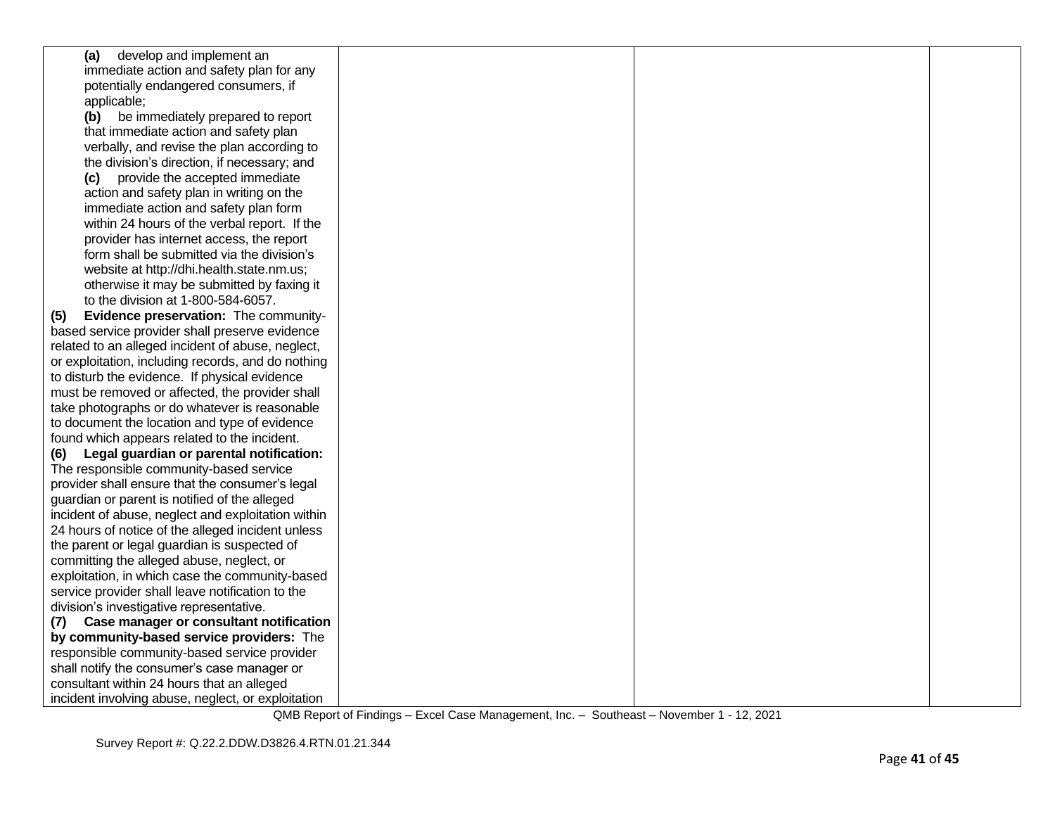| | | | |
|---|---|---|---|
| **(a)** develop and implement an immediate action and safety plan for any potentially endangered consumers, if applicable;<br>**(b)** be immediately prepared to report that immediate action and safety plan verbally, and revise the plan according to the division's direction, if necessary; and<br>**(c)** provide the accepted immediate action and safety plan in writing on the immediate action and safety plan form within 24 hours of the verbal report. If the provider has internet access, the report form shall be submitted via the division's website at http://dhi.health.state.nm.us; otherwise it may be submitted by faxing it to the division at 1-800-584-6057.<br>**(5) Evidence preservation:** The community-based service provider shall preserve evidence related to an alleged incident of abuse, neglect, or exploitation, including records, and do nothing to disturb the evidence. If physical evidence must be removed or affected, the provider shall take photographs or do whatever is reasonable to document the location and type of evidence found which appears related to the incident.<br>**(6) Legal guardian or parental notification:** The responsible community-based service provider shall ensure that the consumer's legal guardian or parent is notified of the alleged incident of abuse, neglect and exploitation within 24 hours of notice of the alleged incident unless the parent or legal guardian is suspected of committing the alleged abuse, neglect, or exploitation, in which case the community-based service provider shall leave notification to the division's investigative representative.<br>**(7) Case manager or consultant notification by community-based service providers:** The responsible community-based service provider shall notify the consumer's case manager or consultant within 24 hours that an alleged incident involving abuse, neglect, or exploitation | | | |

QMB Report of Findings – Excel Case Management, Inc. – Southeast – November 1 - 12, 2021

Survey Report #: Q.22.2.DDW.D3826.4.RTN.01.21.344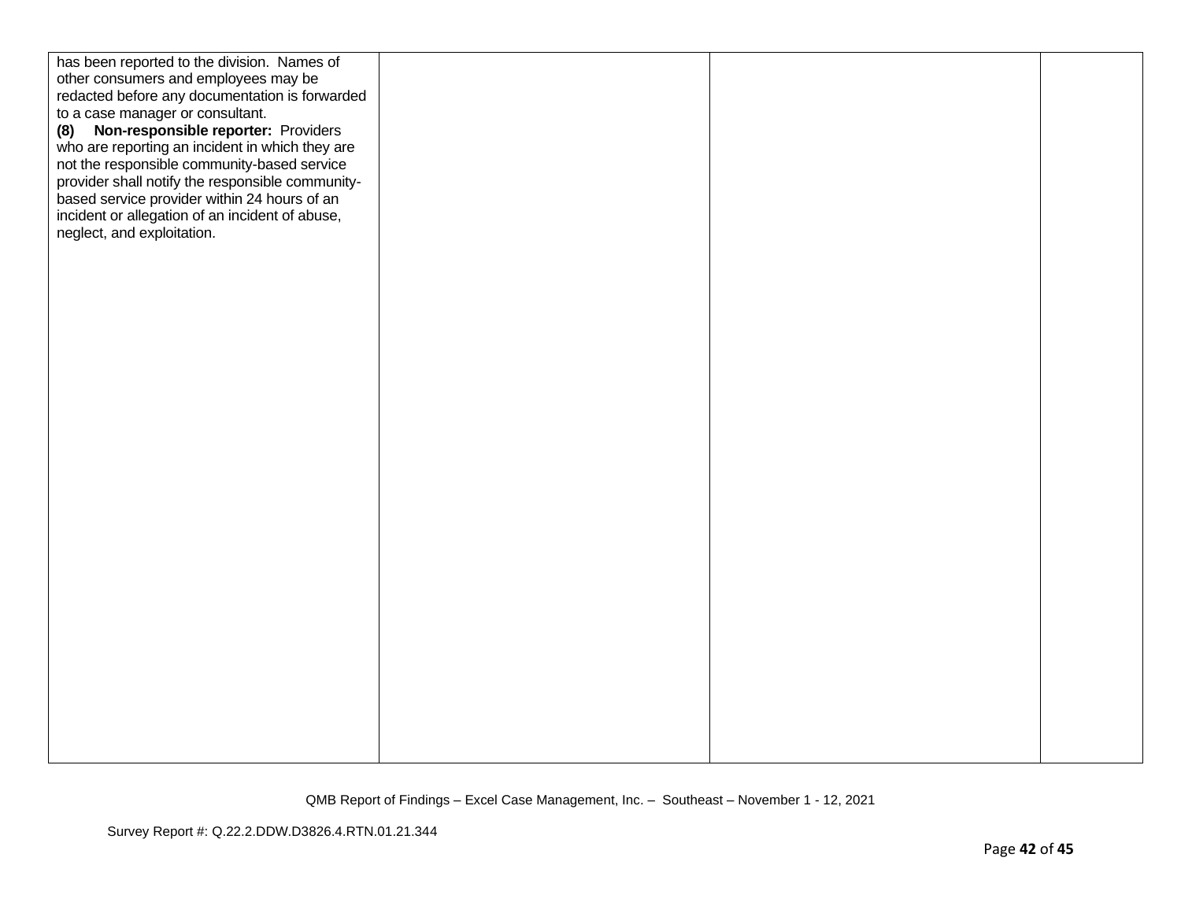| | | | |
|---|---|---|---|
| has been reported to the division. Names of other consumers and employees may be redacted before any documentation is forwarded to a case manager or consultant.<br>**(8) Non-responsible reporter:** Providers who are reporting an incident in which they are not the responsible community-based service provider shall notify the responsible community-based service provider within 24 hours of an incident or allegation of an incident of abuse, neglect, and exploitation. | | | |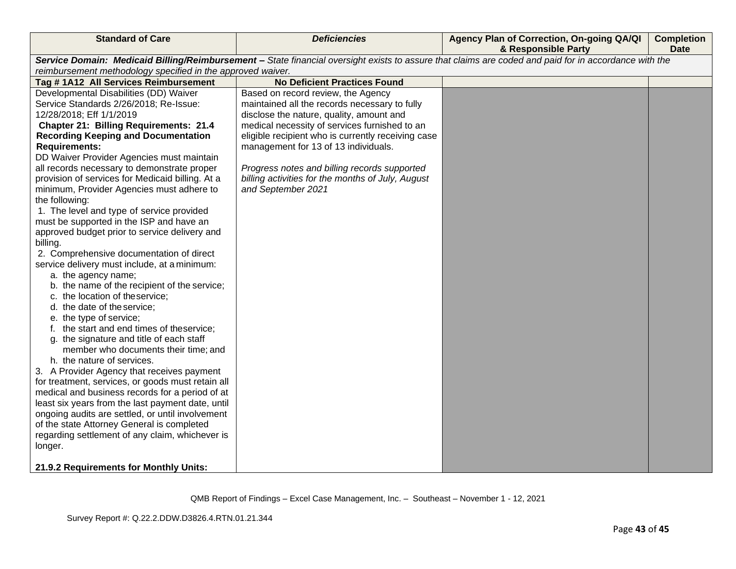| Standard of Care | *Deficiencies* | Agency Plan of Correction, On-going QA/QI & Responsible Party | Completion Date |
|---|---|---|---|
| ***Service Domain: Medicaid Billing/Reimbursement –** State financial oversight exists to assure that claims are coded and paid for in accordance with the reimbursement methodology specified in the approved waiver.* | | | |
| **Tag # 1A12 All Services Reimbursement** | **No Deficient Practices Found** | | |
| Developmental Disabilities (DD) Waiver Service Standards 2/26/2018; Re-Issue: 12/28/2018; Eff 1/1/2019<br>**Chapter 21: Billing Requirements: 21.4 Recording Keeping and Documentation Requirements:**<br>DD Waiver Provider Agencies must maintain all records necessary to demonstrate proper provision of services for Medicaid billing. At a minimum, Provider Agencies must adhere to the following:<br>1. The level and type of service provided must be supported in the ISP and have an approved budget prior to service delivery and billing.<br>2. Comprehensive documentation of direct service delivery must include, at a minimum:<br>a. the agency name;<br>b. the name of the recipient of the service;<br>c. the location of the service;<br>d. the date of the service;<br>e. the type of service;<br>f. the start and end times of the service;<br>g. the signature and title of each staff member who documents their time; and<br>h. the nature of services.<br>3. A Provider Agency that receives payment for treatment, services, or goods must retain all medical and business records for a period of at least six years from the last payment date, until ongoing audits are settled, or until involvement of the state Attorney General is completed regarding settlement of any claim, whichever is longer.<br><br>**21.9.2 Requirements for Monthly Units:** | Based on record review, the Agency maintained all the records necessary to fully disclose the nature, quality, amount and medical necessity of services furnished to an eligible recipient who is currently receiving case management for 13 of 13 individuals.<br><br>*Progress notes and billing records supported billing activities for the months of July, August and September 2021* | | |

QMB Report of Findings – Excel Case Management, Inc. – Southeast – November 1 - 12, 2021

Survey Report #: Q.22.2.DDW.D3826.4.RTN.01.21.344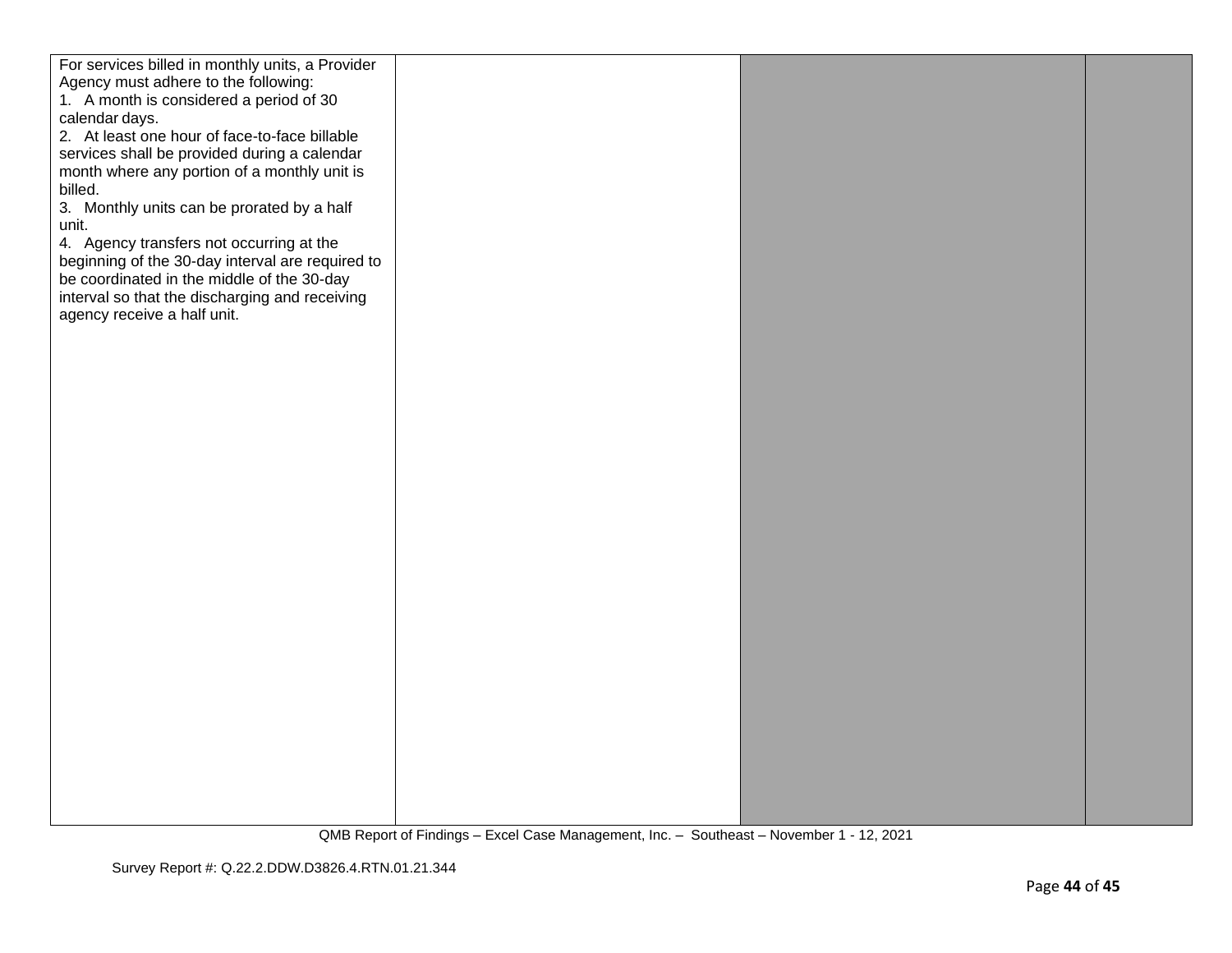| | | | |
|---|---|---|---|
| For services billed in monthly units, a Provider Agency must adhere to the following:<br>1. A month is considered a period of 30 calendar days.<br>2. At least one hour of face-to-face billable services shall be provided during a calendar month where any portion of a monthly unit is billed.<br>3. Monthly units can be prorated by a half unit.<br>4. Agency transfers not occurring at the beginning of the 30-day interval are required to be coordinated in the middle of the 30-day interval so that the discharging and receiving agency receive a half unit. | | | |

QMB Report of Findings – Excel Case Management, Inc. – Southeast – November 1 - 12, 2021

Survey Report #: Q.22.2.DDW.D3826.4.RTN.01.21.344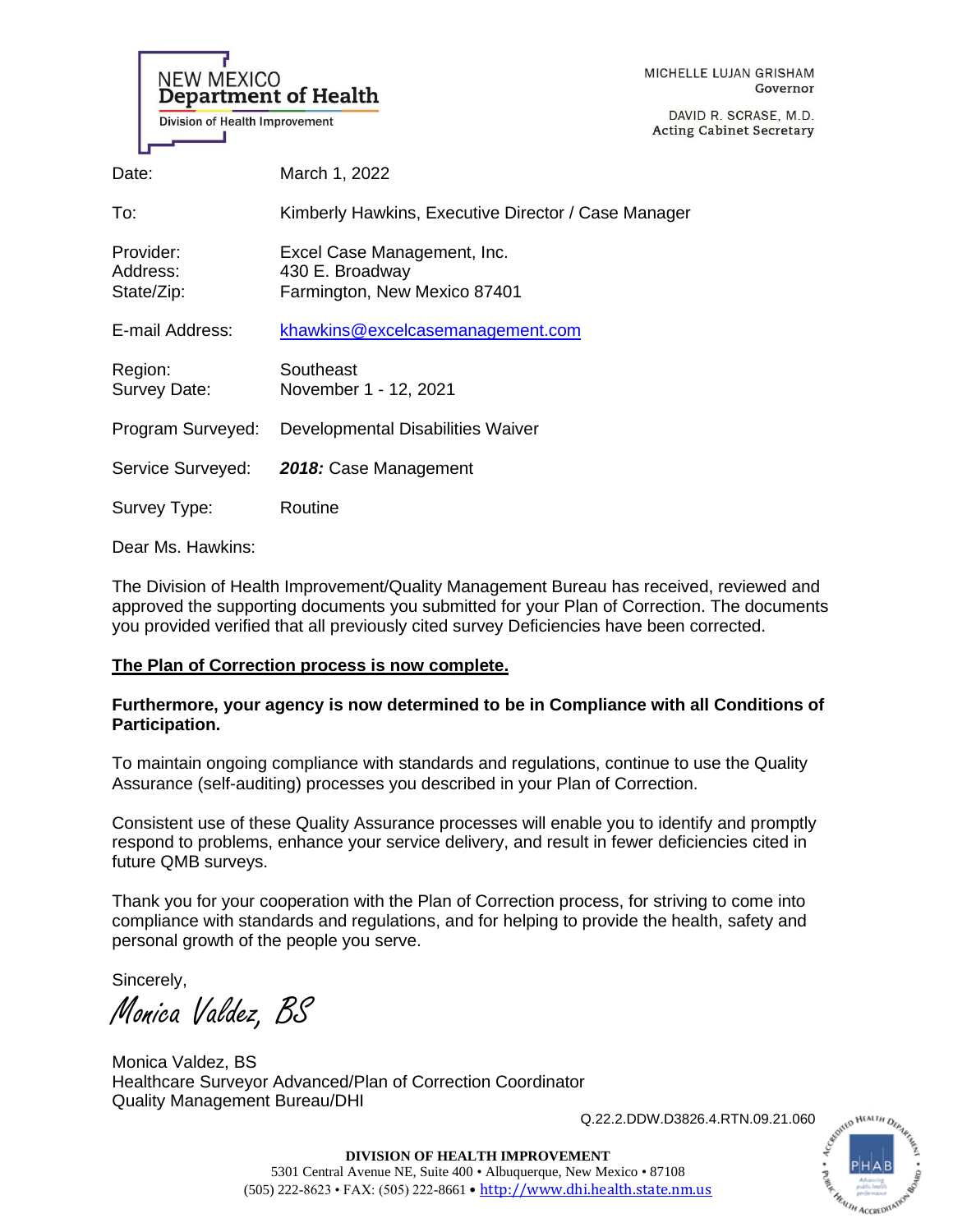NEW MEXICO
**Department of Health**
Division of Health Improvement

MICHELLE LUJAN GRISHAM
Governor

DAVID R. SCRASE, M.D.
Acting Cabinet Secretary

| | |
|---|---|
| Date: | March 1, 2022 |
| To: | Kimberly Hawkins, Executive Director / Case Manager |
| Provider: | Excel Case Management, Inc. |
| Address: | 430 E. Broadway |
| State/Zip: | Farmington, New Mexico 87401 |
| E-mail Address: | khawkins@excelcasemanagement.com |
| Region: | Southeast |
| Survey Date: | November 1 - 12, 2021 |
| Program Surveyed: | Developmental Disabilities Waiver |
| Service Surveyed: | ***2018:*** Case Management |
| Survey Type: | Routine |

Dear Ms. Hawkins:

The Division of Health Improvement/Quality Management Bureau has received, reviewed and approved the supporting documents you submitted for your Plan of Correction. The documents you provided verified that all previously cited survey Deficiencies have been corrected.

**The Plan of Correction process is now complete.**

**Furthermore, your agency is now determined to be in Compliance with all Conditions of Participation.**

To maintain ongoing compliance with standards and regulations, continue to use the Quality Assurance (self-auditing) processes you described in your Plan of Correction.

Consistent use of these Quality Assurance processes will enable you to identify and promptly respond to problems, enhance your service delivery, and result in fewer deficiencies cited in future QMB surveys.

Thank you for your cooperation with the Plan of Correction process, for striving to come into compliance with standards and regulations, and for helping to provide the health, safety and personal growth of the people you serve.

Sincerely,

*Monica Valdez, BS*

Monica Valdez, BS
Healthcare Surveyor Advanced/Plan of Correction Coordinator
Quality Management Bureau/DHI

Q.22.2.DDW.D3826.4.RTN.09.21.060

**DIVISION OF HEALTH IMPROVEMENT**
5301 Central Avenue NE, Suite 400 • Albuquerque, New Mexico • 87108
(505) 222-8623 • FAX: (505) 222-8661 • http://www.dhi.health.state.nm.us